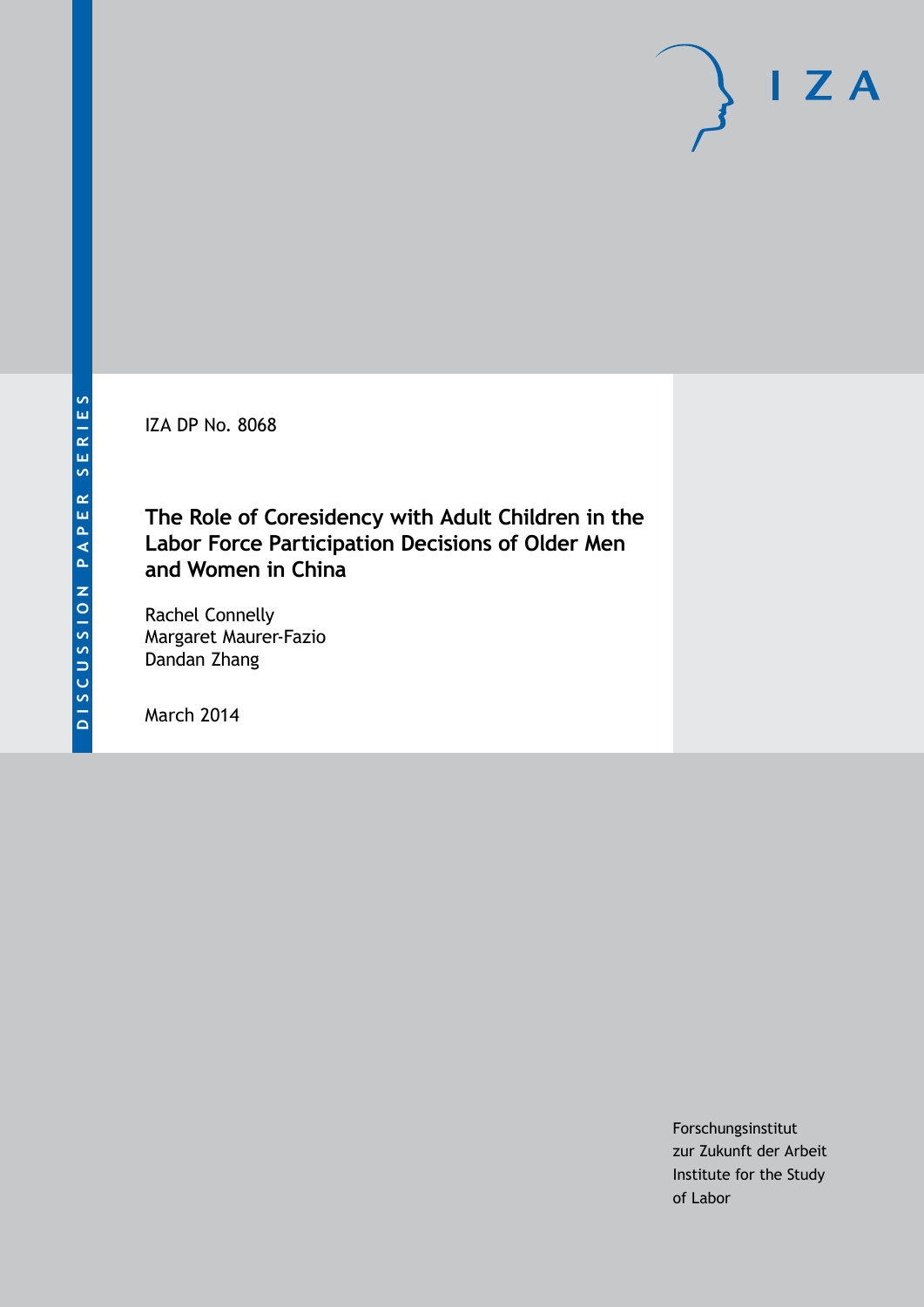DISCUSSION PAPER SERIES

IZA DP No. 8068

# The Role of Coresidency with Adult Children in the Labor Force Participation Decisions of Older Men and Women in China

Rachel Connelly
Margaret Maurer-Fazio
Dandan Zhang

March 2014

Forschungsinstitut
zur Zukunft der Arbeit
Institute for the Study
of Labor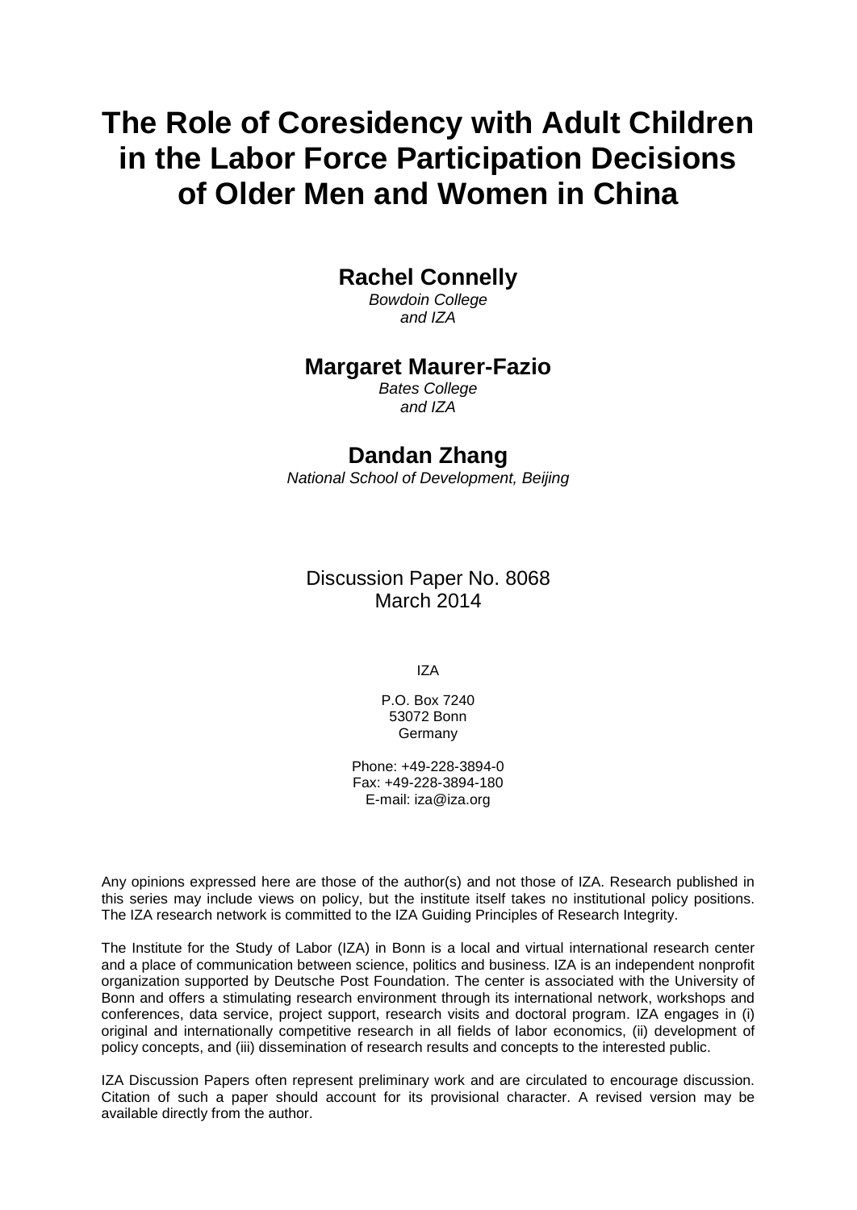# The Role of Coresidency with Adult Children in the Labor Force Participation Decisions of Older Men and Women in China

**Rachel Connelly**  
*Bowdoin College*  
*and IZA*

**Margaret Maurer-Fazio**  
*Bates College*  
*and IZA*

**Dandan Zhang**  
*National School of Development, Beijing*

Discussion Paper No. 8068  
March 2014

IZA

P.O. Box 7240  
53072 Bonn  
Germany

Phone: +49-228-3894-0  
Fax: +49-228-3894-180  
E-mail: iza@iza.org

Any opinions expressed here are those of the author(s) and not those of IZA. Research published in this series may include views on policy, but the institute itself takes no institutional policy positions. The IZA research network is committed to the IZA Guiding Principles of Research Integrity.

The Institute for the Study of Labor (IZA) in Bonn is a local and virtual international research center and a place of communication between science, politics and business. IZA is an independent nonprofit organization supported by Deutsche Post Foundation. The center is associated with the University of Bonn and offers a stimulating research environment through its international network, workshops and conferences, data service, project support, research visits and doctoral program. IZA engages in (i) original and internationally competitive research in all fields of labor economics, (ii) development of policy concepts, and (iii) dissemination of research results and concepts to the interested public.

IZA Discussion Papers often represent preliminary work and are circulated to encourage discussion. Citation of such a paper should account for its provisional character. A revised version may be available directly from the author.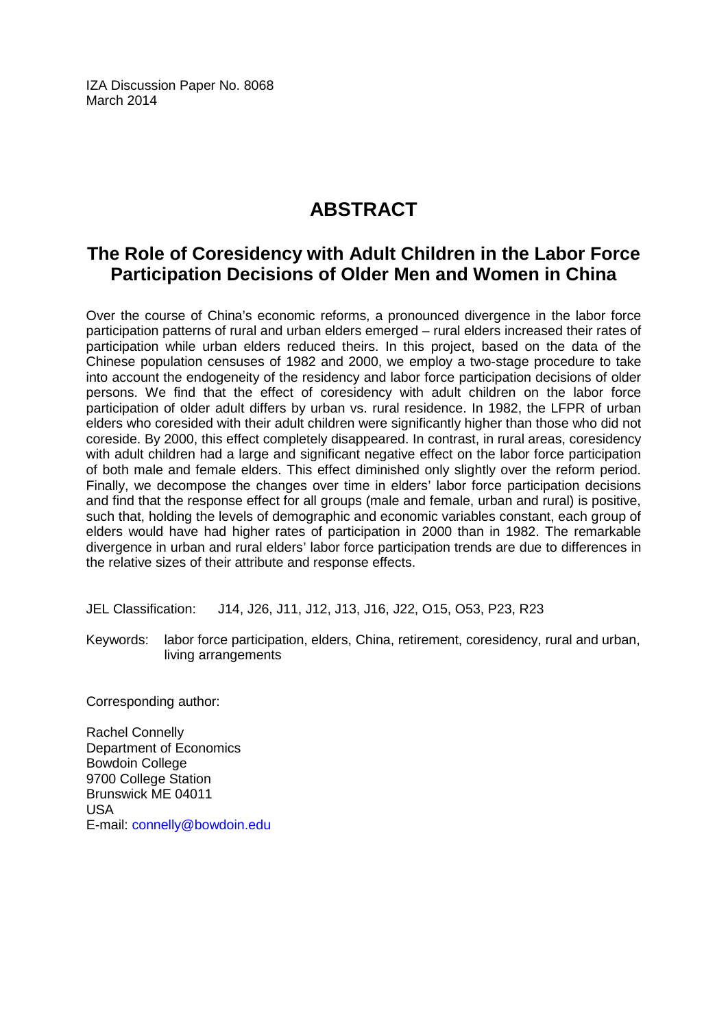IZA Discussion Paper No. 8068
March 2014

# ABSTRACT

## The Role of Coresidency with Adult Children in the Labor Force Participation Decisions of Older Men and Women in China

Over the course of China's economic reforms, a pronounced divergence in the labor force participation patterns of rural and urban elders emerged – rural elders increased their rates of participation while urban elders reduced theirs. In this project, based on the data of the Chinese population censuses of 1982 and 2000, we employ a two-stage procedure to take into account the endogeneity of the residency and labor force participation decisions of older persons. We find that the effect of coresidency with adult children on the labor force participation of older adult differs by urban vs. rural residence. In 1982, the LFPR of urban elders who coresided with their adult children were significantly higher than those who did not coreside. By 2000, this effect completely disappeared. In contrast, in rural areas, coresidency with adult children had a large and significant negative effect on the labor force participation of both male and female elders. This effect diminished only slightly over the reform period. Finally, we decompose the changes over time in elders' labor force participation decisions and find that the response effect for all groups (male and female, urban and rural) is positive, such that, holding the levels of demographic and economic variables constant, each group of elders would have had higher rates of participation in 2000 than in 1982. The remarkable divergence in urban and rural elders' labor force participation trends are due to differences in the relative sizes of their attribute and response effects.

JEL Classification: J14, J26, J11, J12, J13, J16, J22, O15, O53, P23, R23

Keywords: labor force participation, elders, China, retirement, coresidency, rural and urban, living arrangements

Corresponding author:

Rachel Connelly
Department of Economics
Bowdoin College
9700 College Station
Brunswick ME 04011
USA
E-mail: connelly@bowdoin.edu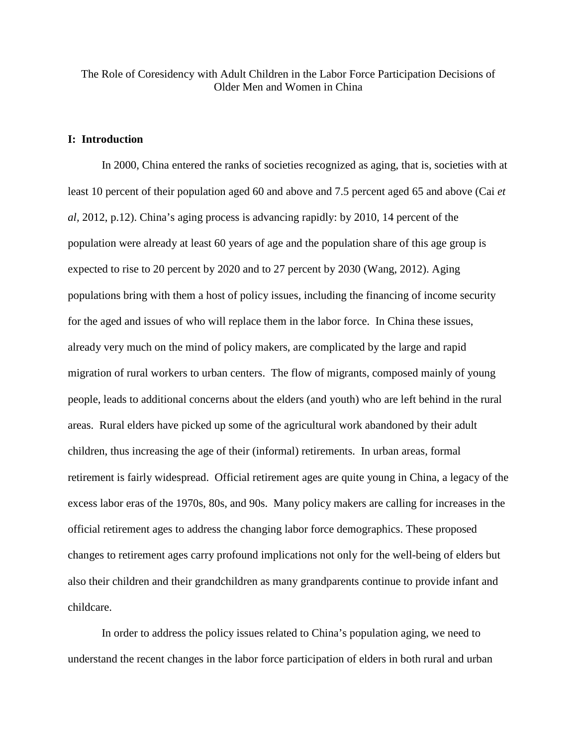The Role of Coresidency with Adult Children in the Labor Force Participation Decisions of Older Men and Women in China

## I: Introduction

In 2000, China entered the ranks of societies recognized as aging, that is, societies with at least 10 percent of their population aged 60 and above and 7.5 percent aged 65 and above (Cai *et al*, 2012, p.12). China's aging process is advancing rapidly: by 2010, 14 percent of the population were already at least 60 years of age and the population share of this age group is expected to rise to 20 percent by 2020 and to 27 percent by 2030 (Wang, 2012). Aging populations bring with them a host of policy issues, including the financing of income security for the aged and issues of who will replace them in the labor force. In China these issues, already very much on the mind of policy makers, are complicated by the large and rapid migration of rural workers to urban centers. The flow of migrants, composed mainly of young people, leads to additional concerns about the elders (and youth) who are left behind in the rural areas. Rural elders have picked up some of the agricultural work abandoned by their adult children, thus increasing the age of their (informal) retirements. In urban areas, formal retirement is fairly widespread. Official retirement ages are quite young in China, a legacy of the excess labor eras of the 1970s, 80s, and 90s. Many policy makers are calling for increases in the official retirement ages to address the changing labor force demographics. These proposed changes to retirement ages carry profound implications not only for the well-being of elders but also their children and their grandchildren as many grandparents continue to provide infant and childcare.

In order to address the policy issues related to China's population aging, we need to understand the recent changes in the labor force participation of elders in both rural and urban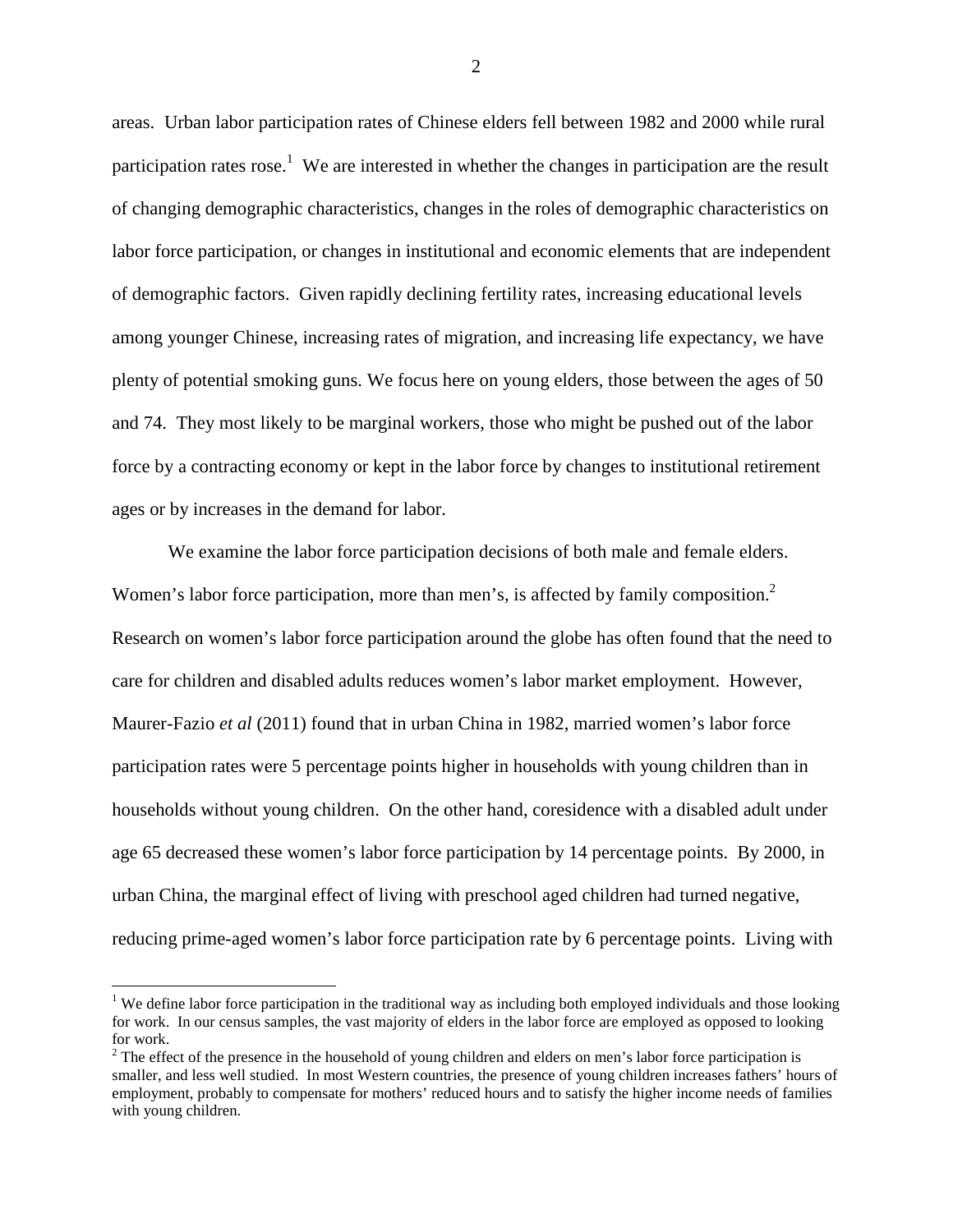areas. Urban labor participation rates of Chinese elders fell between 1982 and 2000 while rural participation rates rose.[1] We are interested in whether the changes in participation are the result of changing demographic characteristics, changes in the roles of demographic characteristics on labor force participation, or changes in institutional and economic elements that are independent of demographic factors. Given rapidly declining fertility rates, increasing educational levels among younger Chinese, increasing rates of migration, and increasing life expectancy, we have plenty of potential smoking guns. We focus here on young elders, those between the ages of 50 and 74. They most likely to be marginal workers, those who might be pushed out of the labor force by a contracting economy or kept in the labor force by changes to institutional retirement ages or by increases in the demand for labor.

We examine the labor force participation decisions of both male and female elders. Women's labor force participation, more than men's, is affected by family composition.[2] Research on women's labor force participation around the globe has often found that the need to care for children and disabled adults reduces women's labor market employment. However, Maurer-Fazio *et al* (2011) found that in urban China in 1982, married women's labor force participation rates were 5 percentage points higher in households with young children than in households without young children. On the other hand, coresidence with a disabled adult under age 65 decreased these women's labor force participation by 14 percentage points. By 2000, in urban China, the marginal effect of living with preschool aged children had turned negative, reducing prime-aged women's labor force participation rate by 6 percentage points. Living with

---

[1] We define labor force participation in the traditional way as including both employed individuals and those looking for work. In our census samples, the vast majority of elders in the labor force are employed as opposed to looking for work.

[2] The effect of the presence in the household of young children and elders on men's labor force participation is smaller, and less well studied. In most Western countries, the presence of young children increases fathers' hours of employment, probably to compensate for mothers' reduced hours and to satisfy the higher income needs of families with young children.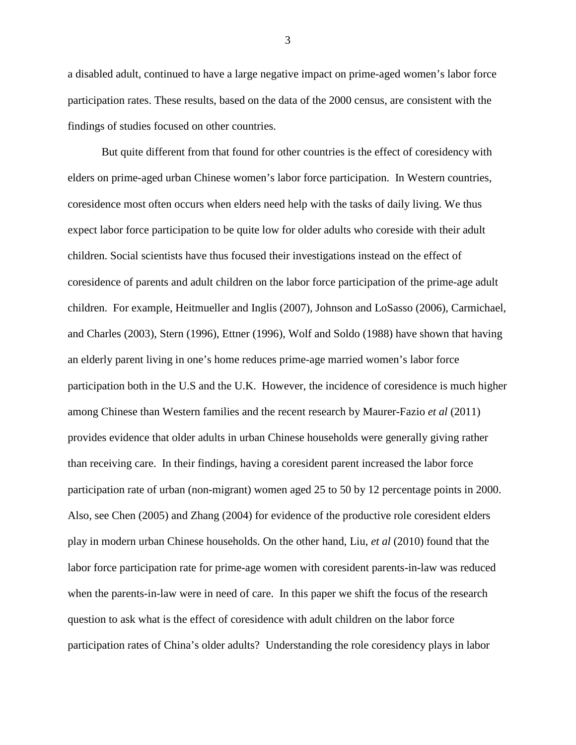a disabled adult, continued to have a large negative impact on prime-aged women's labor force participation rates. These results, based on the data of the 2000 census, are consistent with the findings of studies focused on other countries.

But quite different from that found for other countries is the effect of coresidency with elders on prime-aged urban Chinese women's labor force participation. In Western countries, coresidence most often occurs when elders need help with the tasks of daily living. We thus expect labor force participation to be quite low for older adults who coreside with their adult children. Social scientists have thus focused their investigations instead on the effect of coresidence of parents and adult children on the labor force participation of the prime-age adult children. For example, Heitmueller and Inglis (2007), Johnson and LoSasso (2006), Carmichael, and Charles (2003), Stern (1996), Ettner (1996), Wolf and Soldo (1988) have shown that having an elderly parent living in one's home reduces prime-age married women's labor force participation both in the U.S and the U.K. However, the incidence of coresidence is much higher among Chinese than Western families and the recent research by Maurer-Fazio *et al* (2011) provides evidence that older adults in urban Chinese households were generally giving rather than receiving care. In their findings, having a coresident parent increased the labor force participation rate of urban (non-migrant) women aged 25 to 50 by 12 percentage points in 2000. Also, see Chen (2005) and Zhang (2004) for evidence of the productive role coresident elders play in modern urban Chinese households. On the other hand, Liu, *et al* (2010) found that the labor force participation rate for prime-age women with coresident parents-in-law was reduced when the parents-in-law were in need of care. In this paper we shift the focus of the research question to ask what is the effect of coresidence with adult children on the labor force participation rates of China's older adults? Understanding the role coresidency plays in labor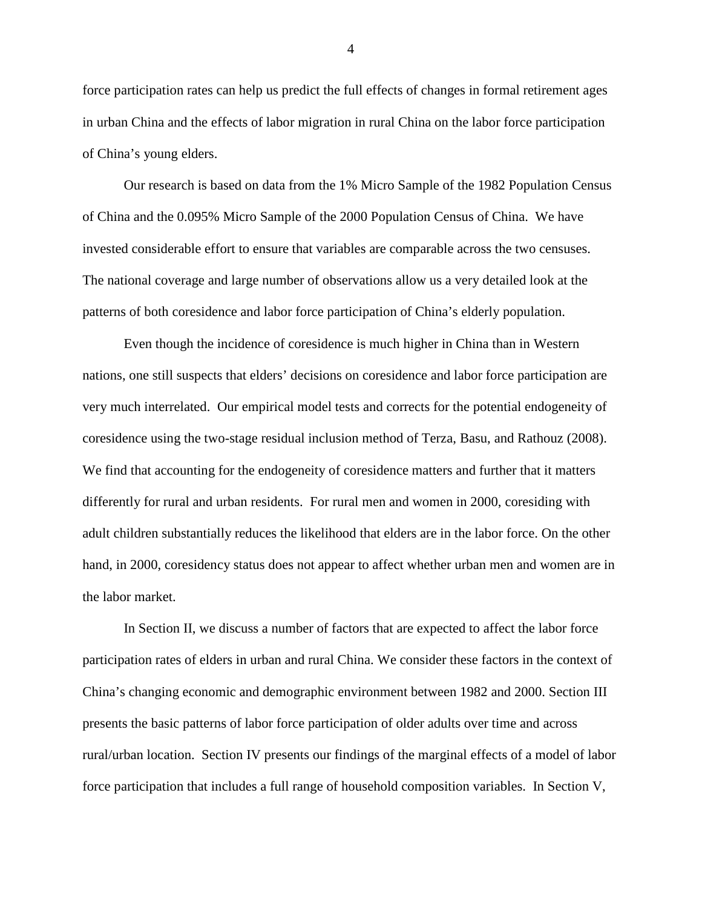force participation rates can help us predict the full effects of changes in formal retirement ages in urban China and the effects of labor migration in rural China on the labor force participation of China's young elders.

Our research is based on data from the 1% Micro Sample of the 1982 Population Census of China and the 0.095% Micro Sample of the 2000 Population Census of China. We have invested considerable effort to ensure that variables are comparable across the two censuses. The national coverage and large number of observations allow us a very detailed look at the patterns of both coresidence and labor force participation of China's elderly population.

Even though the incidence of coresidence is much higher in China than in Western nations, one still suspects that elders' decisions on coresidence and labor force participation are very much interrelated. Our empirical model tests and corrects for the potential endogeneity of coresidence using the two-stage residual inclusion method of Terza, Basu, and Rathouz (2008). We find that accounting for the endogeneity of coresidence matters and further that it matters differently for rural and urban residents. For rural men and women in 2000, coresiding with adult children substantially reduces the likelihood that elders are in the labor force. On the other hand, in 2000, coresidency status does not appear to affect whether urban men and women are in the labor market.

In Section II, we discuss a number of factors that are expected to affect the labor force participation rates of elders in urban and rural China. We consider these factors in the context of China's changing economic and demographic environment between 1982 and 2000. Section III presents the basic patterns of labor force participation of older adults over time and across rural/urban location. Section IV presents our findings of the marginal effects of a model of labor force participation that includes a full range of household composition variables. In Section V,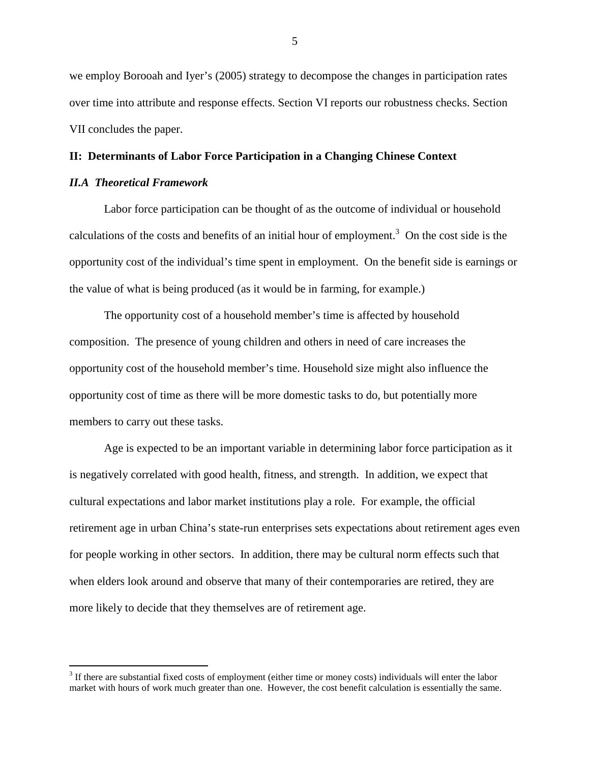we employ Borooah and Iyer's (2005) strategy to decompose the changes in participation rates over time into attribute and response effects. Section VI reports our robustness checks. Section VII concludes the paper.

## II: Determinants of Labor Force Participation in a Changing Chinese Context

### *II.A Theoretical Framework*

Labor force participation can be thought of as the outcome of individual or household calculations of the costs and benefits of an initial hour of employment.[3] On the cost side is the opportunity cost of the individual's time spent in employment. On the benefit side is earnings or the value of what is being produced (as it would be in farming, for example.)

The opportunity cost of a household member's time is affected by household composition. The presence of young children and others in need of care increases the opportunity cost of the household member's time. Household size might also influence the opportunity cost of time as there will be more domestic tasks to do, but potentially more members to carry out these tasks.

Age is expected to be an important variable in determining labor force participation as it is negatively correlated with good health, fitness, and strength. In addition, we expect that cultural expectations and labor market institutions play a role. For example, the official retirement age in urban China's state-run enterprises sets expectations about retirement ages even for people working in other sectors. In addition, there may be cultural norm effects such that when elders look around and observe that many of their contemporaries are retired, they are more likely to decide that they themselves are of retirement age.

---

[3] If there are substantial fixed costs of employment (either time or money costs) individuals will enter the labor market with hours of work much greater than one. However, the cost benefit calculation is essentially the same.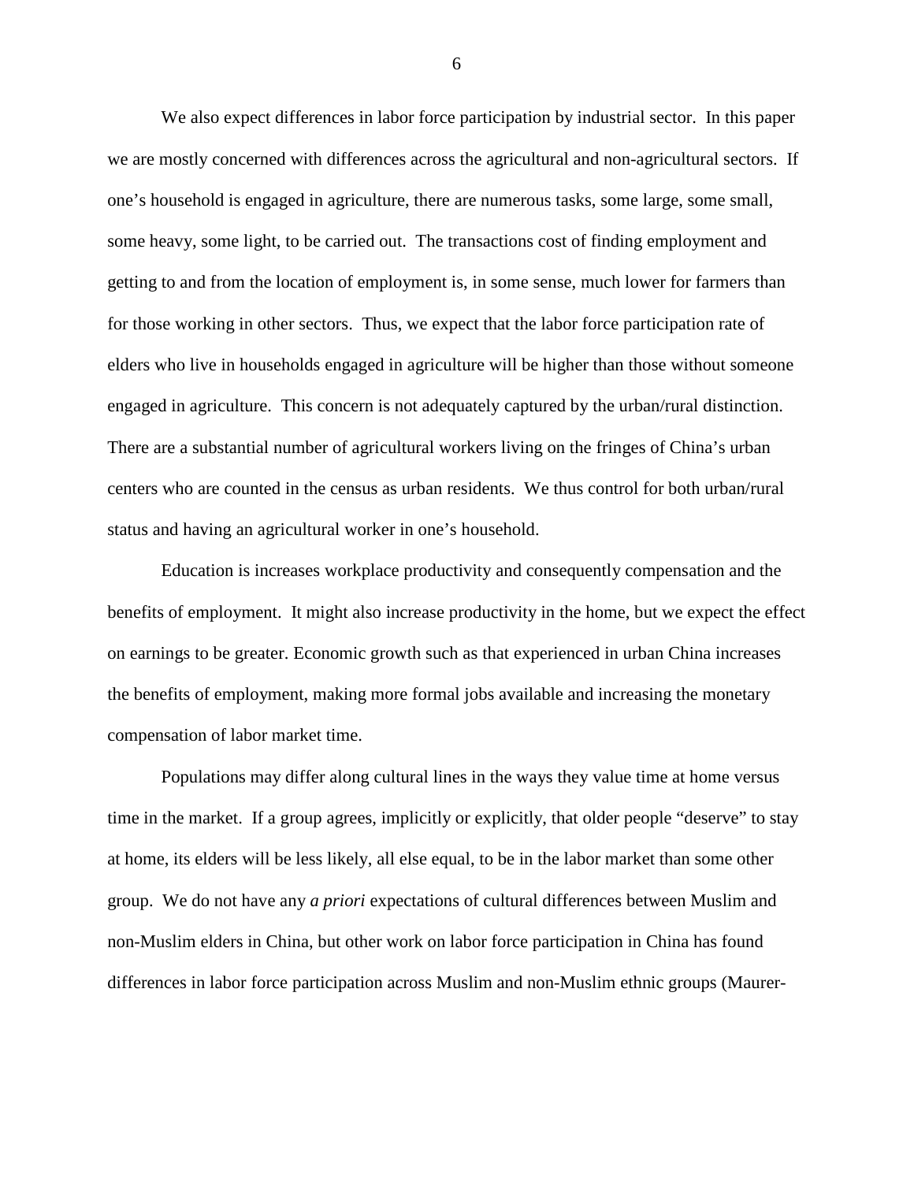We also expect differences in labor force participation by industrial sector. In this paper we are mostly concerned with differences across the agricultural and non-agricultural sectors. If one's household is engaged in agriculture, there are numerous tasks, some large, some small, some heavy, some light, to be carried out. The transactions cost of finding employment and getting to and from the location of employment is, in some sense, much lower for farmers than for those working in other sectors. Thus, we expect that the labor force participation rate of elders who live in households engaged in agriculture will be higher than those without someone engaged in agriculture. This concern is not adequately captured by the urban/rural distinction. There are a substantial number of agricultural workers living on the fringes of China's urban centers who are counted in the census as urban residents. We thus control for both urban/rural status and having an agricultural worker in one's household.

Education is increases workplace productivity and consequently compensation and the benefits of employment. It might also increase productivity in the home, but we expect the effect on earnings to be greater. Economic growth such as that experienced in urban China increases the benefits of employment, making more formal jobs available and increasing the monetary compensation of labor market time.

Populations may differ along cultural lines in the ways they value time at home versus time in the market. If a group agrees, implicitly or explicitly, that older people "deserve" to stay at home, its elders will be less likely, all else equal, to be in the labor market than some other group. We do not have any *a priori* expectations of cultural differences between Muslim and non-Muslim elders in China, but other work on labor force participation in China has found differences in labor force participation across Muslim and non-Muslim ethnic groups (Maurer-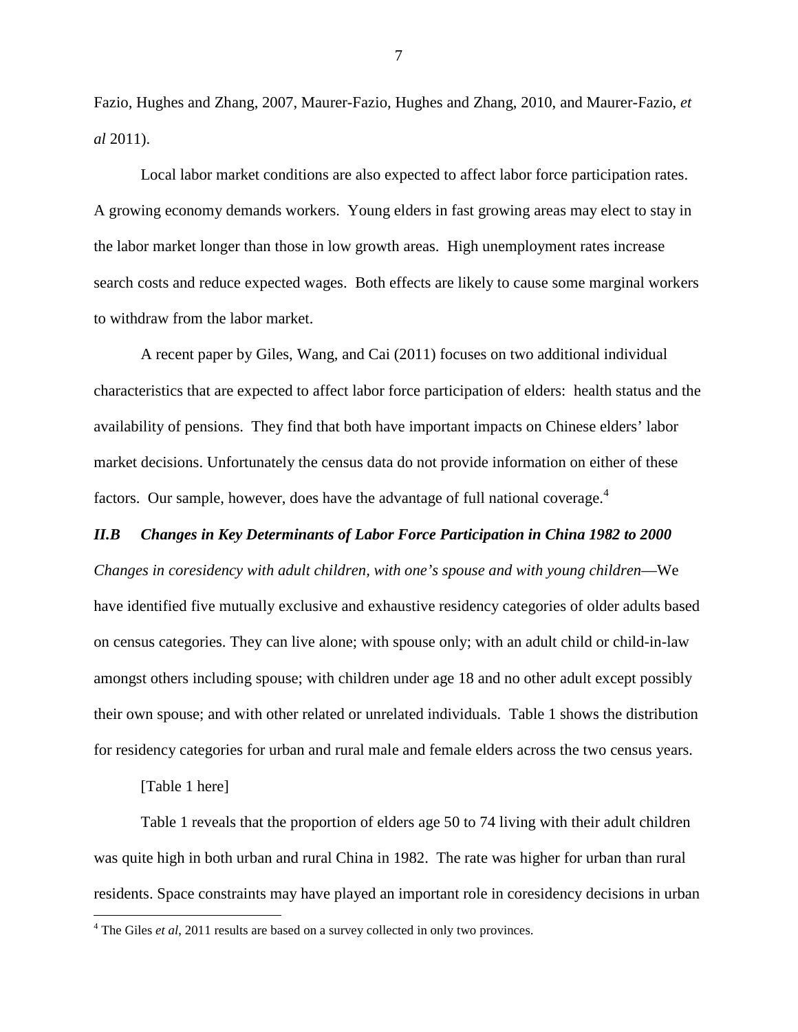Fazio, Hughes and Zhang, 2007, Maurer-Fazio, Hughes and Zhang, 2010, and Maurer-Fazio, *et al* 2011).

Local labor market conditions are also expected to affect labor force participation rates. A growing economy demands workers. Young elders in fast growing areas may elect to stay in the labor market longer than those in low growth areas. High unemployment rates increase search costs and reduce expected wages. Both effects are likely to cause some marginal workers to withdraw from the labor market.

A recent paper by Giles, Wang, and Cai (2011) focuses on two additional individual characteristics that are expected to affect labor force participation of elders: health status and the availability of pensions. They find that both have important impacts on Chinese elders' labor market decisions. Unfortunately the census data do not provide information on either of these factors. Our sample, however, does have the advantage of full national coverage.[4]

### *II.B Changes in Key Determinants of Labor Force Participation in China 1982 to 2000*

*Changes in coresidency with adult children, with one's spouse and with young children*—We have identified five mutually exclusive and exhaustive residency categories of older adults based on census categories. They can live alone; with spouse only; with an adult child or child-in-law amongst others including spouse; with children under age 18 and no other adult except possibly their own spouse; and with other related or unrelated individuals. Table 1 shows the distribution for residency categories for urban and rural male and female elders across the two census years.

[Table 1 here]

Table 1 reveals that the proportion of elders age 50 to 74 living with their adult children was quite high in both urban and rural China in 1982. The rate was higher for urban than rural residents. Space constraints may have played an important role in coresidency decisions in urban

[4] The Giles *et al*, 2011 results are based on a survey collected in only two provinces.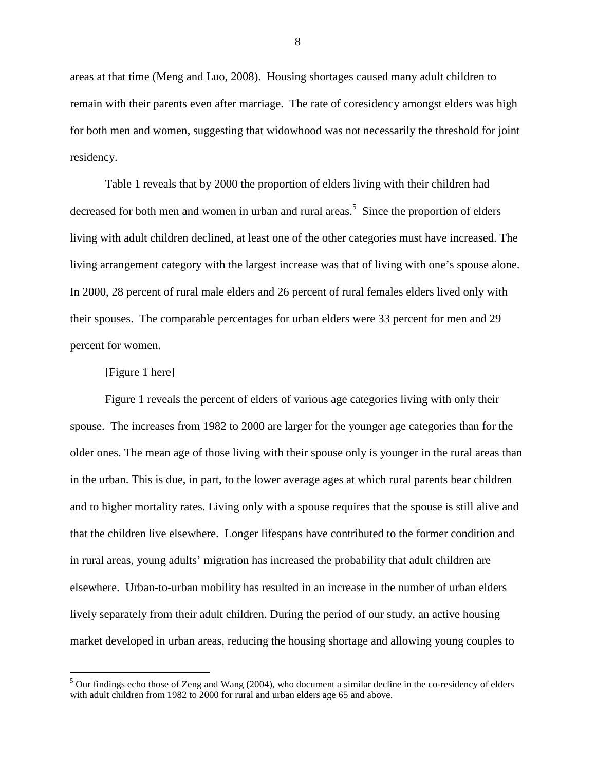areas at that time (Meng and Luo, 2008). Housing shortages caused many adult children to remain with their parents even after marriage. The rate of coresidency amongst elders was high for both men and women, suggesting that widowhood was not necessarily the threshold for joint residency.

Table 1 reveals that by 2000 the proportion of elders living with their children had decreased for both men and women in urban and rural areas.[5] Since the proportion of elders living with adult children declined, at least one of the other categories must have increased. The living arrangement category with the largest increase was that of living with one's spouse alone. In 2000, 28 percent of rural male elders and 26 percent of rural females elders lived only with their spouses. The comparable percentages for urban elders were 33 percent for men and 29 percent for women.

[Figure 1 here]

Figure 1 reveals the percent of elders of various age categories living with only their spouse. The increases from 1982 to 2000 are larger for the younger age categories than for the older ones. The mean age of those living with their spouse only is younger in the rural areas than in the urban. This is due, in part, to the lower average ages at which rural parents bear children and to higher mortality rates. Living only with a spouse requires that the spouse is still alive and that the children live elsewhere. Longer lifespans have contributed to the former condition and in rural areas, young adults' migration has increased the probability that adult children are elsewhere. Urban-to-urban mobility has resulted in an increase in the number of urban elders lively separately from their adult children. During the period of our study, an active housing market developed in urban areas, reducing the housing shortage and allowing young couples to

[5] Our findings echo those of Zeng and Wang (2004), who document a similar decline in the co-residency of elders with adult children from 1982 to 2000 for rural and urban elders age 65 and above.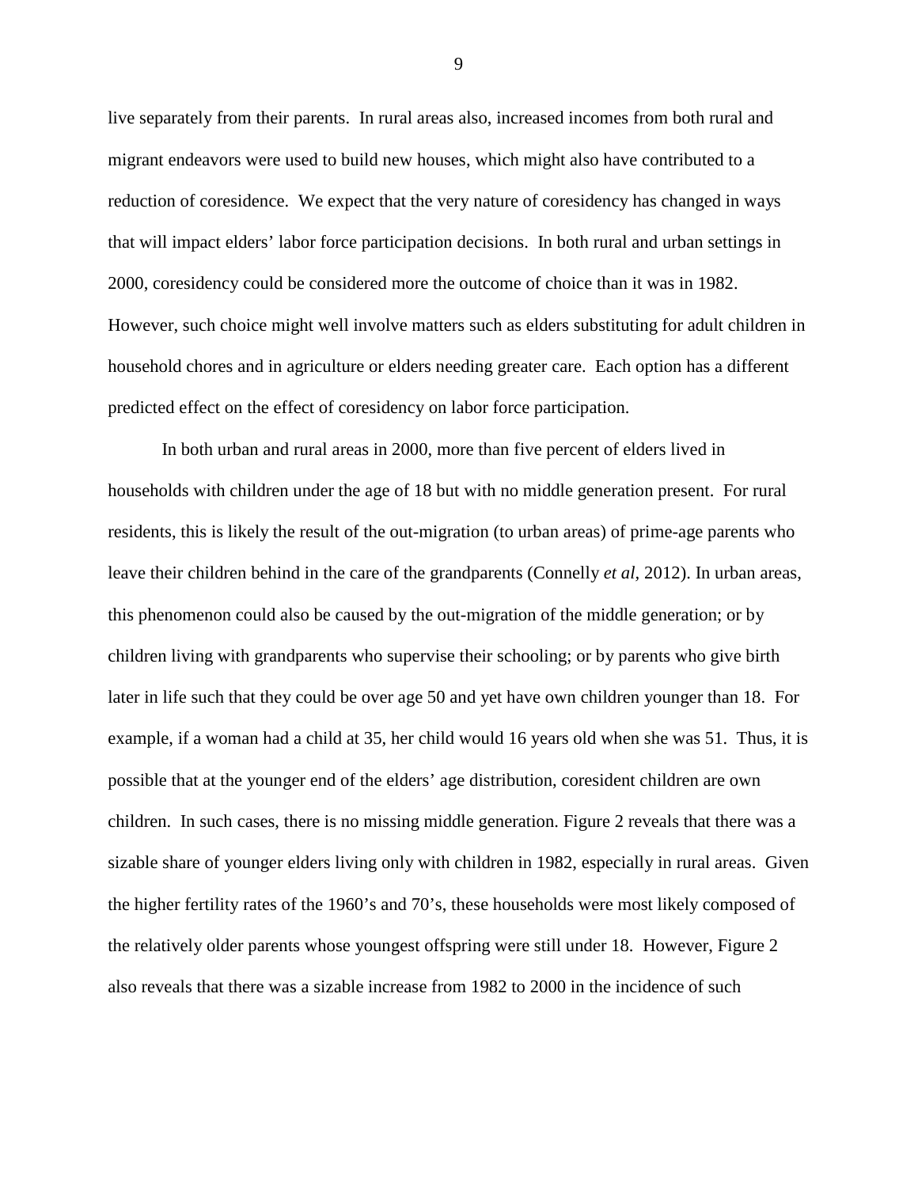live separately from their parents. In rural areas also, increased incomes from both rural and migrant endeavors were used to build new houses, which might also have contributed to a reduction of coresidence. We expect that the very nature of coresidency has changed in ways that will impact elders' labor force participation decisions. In both rural and urban settings in 2000, coresidency could be considered more the outcome of choice than it was in 1982. However, such choice might well involve matters such as elders substituting for adult children in household chores and in agriculture or elders needing greater care. Each option has a different predicted effect on the effect of coresidency on labor force participation.

In both urban and rural areas in 2000, more than five percent of elders lived in households with children under the age of 18 but with no middle generation present. For rural residents, this is likely the result of the out-migration (to urban areas) of prime-age parents who leave their children behind in the care of the grandparents (Connelly *et al*, 2012). In urban areas, this phenomenon could also be caused by the out-migration of the middle generation; or by children living with grandparents who supervise their schooling; or by parents who give birth later in life such that they could be over age 50 and yet have own children younger than 18. For example, if a woman had a child at 35, her child would 16 years old when she was 51. Thus, it is possible that at the younger end of the elders' age distribution, coresident children are own children. In such cases, there is no missing middle generation. Figure 2 reveals that there was a sizable share of younger elders living only with children in 1982, especially in rural areas. Given the higher fertility rates of the 1960's and 70's, these households were most likely composed of the relatively older parents whose youngest offspring were still under 18. However, Figure 2 also reveals that there was a sizable increase from 1982 to 2000 in the incidence of such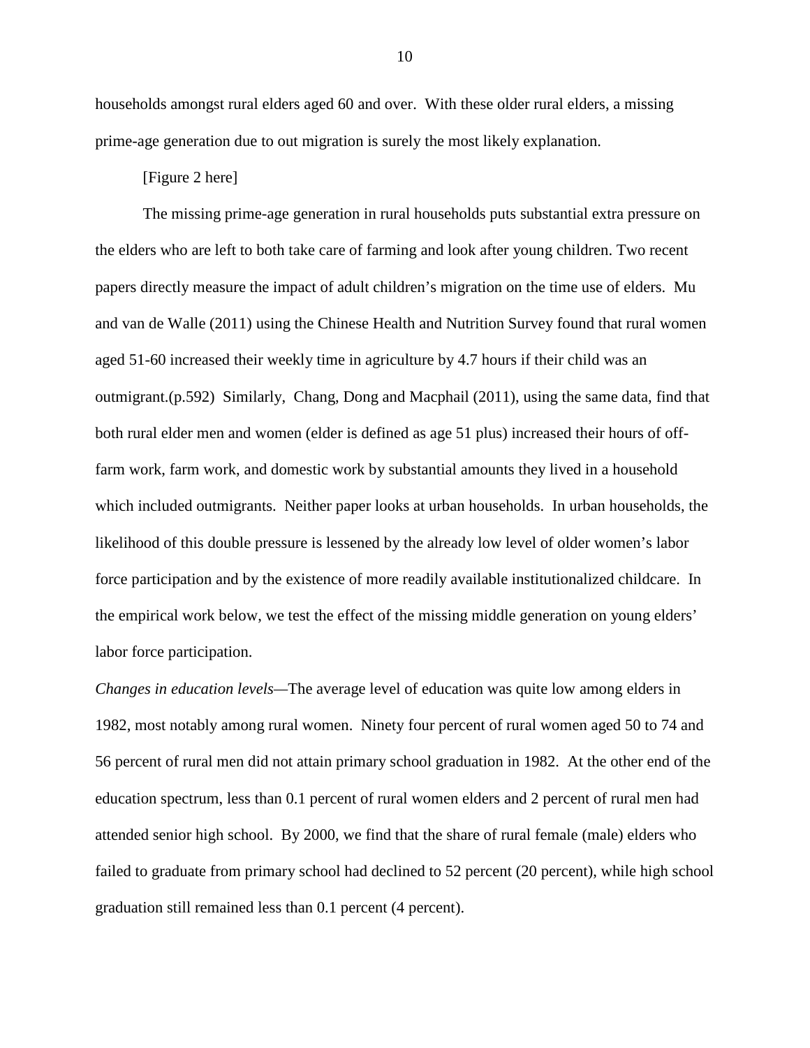households amongst rural elders aged 60 and over. With these older rural elders, a missing prime-age generation due to out migration is surely the most likely explanation.

[Figure 2 here]

The missing prime-age generation in rural households puts substantial extra pressure on the elders who are left to both take care of farming and look after young children. Two recent papers directly measure the impact of adult children's migration on the time use of elders. Mu and van de Walle (2011) using the Chinese Health and Nutrition Survey found that rural women aged 51-60 increased their weekly time in agriculture by 4.7 hours if their child was an outmigrant.(p.592) Similarly, Chang, Dong and Macphail (2011), using the same data, find that both rural elder men and women (elder is defined as age 51 plus) increased their hours of off-farm work, farm work, and domestic work by substantial amounts they lived in a household which included outmigrants. Neither paper looks at urban households. In urban households, the likelihood of this double pressure is lessened by the already low level of older women's labor force participation and by the existence of more readily available institutionalized childcare. In the empirical work below, we test the effect of the missing middle generation on young elders' labor force participation.

*Changes in education levels*—The average level of education was quite low among elders in 1982, most notably among rural women. Ninety four percent of rural women aged 50 to 74 and 56 percent of rural men did not attain primary school graduation in 1982. At the other end of the education spectrum, less than 0.1 percent of rural women elders and 2 percent of rural men had attended senior high school. By 2000, we find that the share of rural female (male) elders who failed to graduate from primary school had declined to 52 percent (20 percent), while high school graduation still remained less than 0.1 percent (4 percent).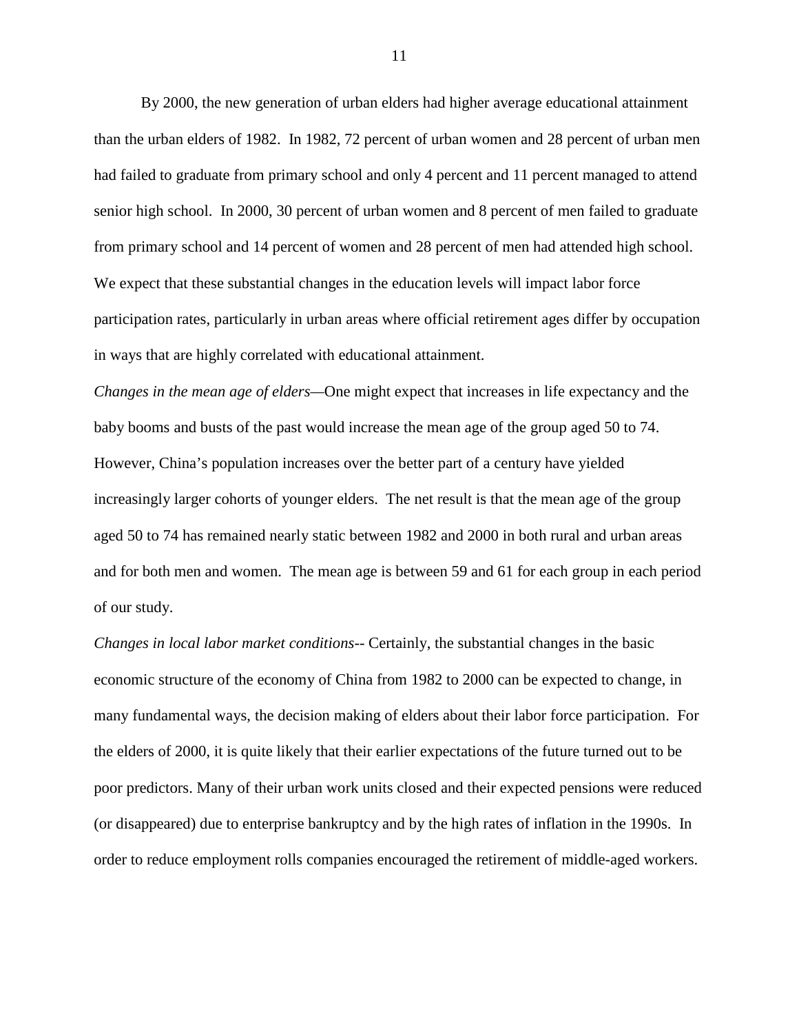By 2000, the new generation of urban elders had higher average educational attainment than the urban elders of 1982. In 1982, 72 percent of urban women and 28 percent of urban men had failed to graduate from primary school and only 4 percent and 11 percent managed to attend senior high school. In 2000, 30 percent of urban women and 8 percent of men failed to graduate from primary school and 14 percent of women and 28 percent of men had attended high school. We expect that these substantial changes in the education levels will impact labor force participation rates, particularly in urban areas where official retirement ages differ by occupation in ways that are highly correlated with educational attainment.

*Changes in the mean age of elders*—One might expect that increases in life expectancy and the baby booms and busts of the past would increase the mean age of the group aged 50 to 74. However, China's population increases over the better part of a century have yielded increasingly larger cohorts of younger elders. The net result is that the mean age of the group aged 50 to 74 has remained nearly static between 1982 and 2000 in both rural and urban areas and for both men and women. The mean age is between 59 and 61 for each group in each period of our study.

*Changes in local labor market conditions*-- Certainly, the substantial changes in the basic economic structure of the economy of China from 1982 to 2000 can be expected to change, in many fundamental ways, the decision making of elders about their labor force participation. For the elders of 2000, it is quite likely that their earlier expectations of the future turned out to be poor predictors. Many of their urban work units closed and their expected pensions were reduced (or disappeared) due to enterprise bankruptcy and by the high rates of inflation in the 1990s. In order to reduce employment rolls companies encouraged the retirement of middle-aged workers.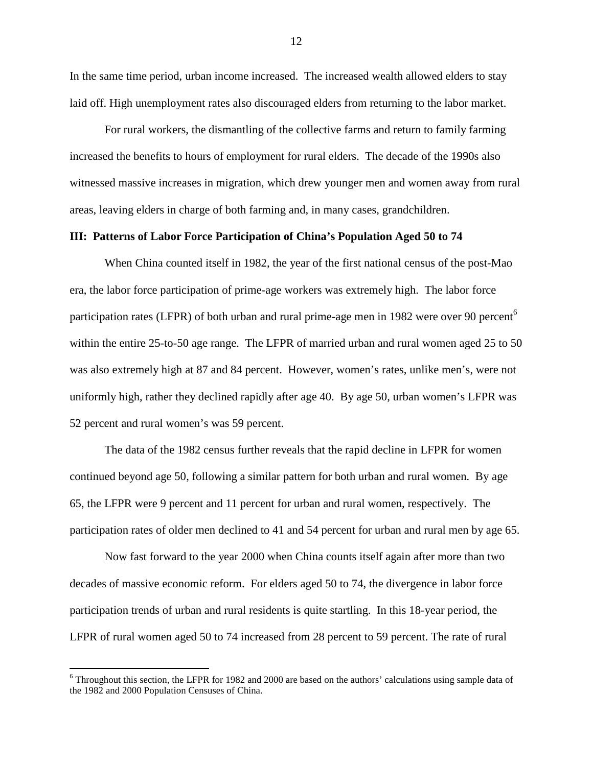In the same time period, urban income increased. The increased wealth allowed elders to stay laid off. High unemployment rates also discouraged elders from returning to the labor market.

For rural workers, the dismantling of the collective farms and return to family farming increased the benefits to hours of employment for rural elders. The decade of the 1990s also witnessed massive increases in migration, which drew younger men and women away from rural areas, leaving elders in charge of both farming and, in many cases, grandchildren.

### III: Patterns of Labor Force Participation of China's Population Aged 50 to 74

When China counted itself in 1982, the year of the first national census of the post-Mao era, the labor force participation of prime-age workers was extremely high. The labor force participation rates (LFPR) of both urban and rural prime-age men in 1982 were over 90 percent[6] within the entire 25-to-50 age range. The LFPR of married urban and rural women aged 25 to 50 was also extremely high at 87 and 84 percent. However, women's rates, unlike men's, were not uniformly high, rather they declined rapidly after age 40. By age 50, urban women's LFPR was 52 percent and rural women's was 59 percent.

The data of the 1982 census further reveals that the rapid decline in LFPR for women continued beyond age 50, following a similar pattern for both urban and rural women. By age 65, the LFPR were 9 percent and 11 percent for urban and rural women, respectively. The participation rates of older men declined to 41 and 54 percent for urban and rural men by age 65.

Now fast forward to the year 2000 when China counts itself again after more than two decades of massive economic reform. For elders aged 50 to 74, the divergence in labor force participation trends of urban and rural residents is quite startling. In this 18-year period, the LFPR of rural women aged 50 to 74 increased from 28 percent to 59 percent. The rate of rural

[6] Throughout this section, the LFPR for 1982 and 2000 are based on the authors' calculations using sample data of the 1982 and 2000 Population Censuses of China.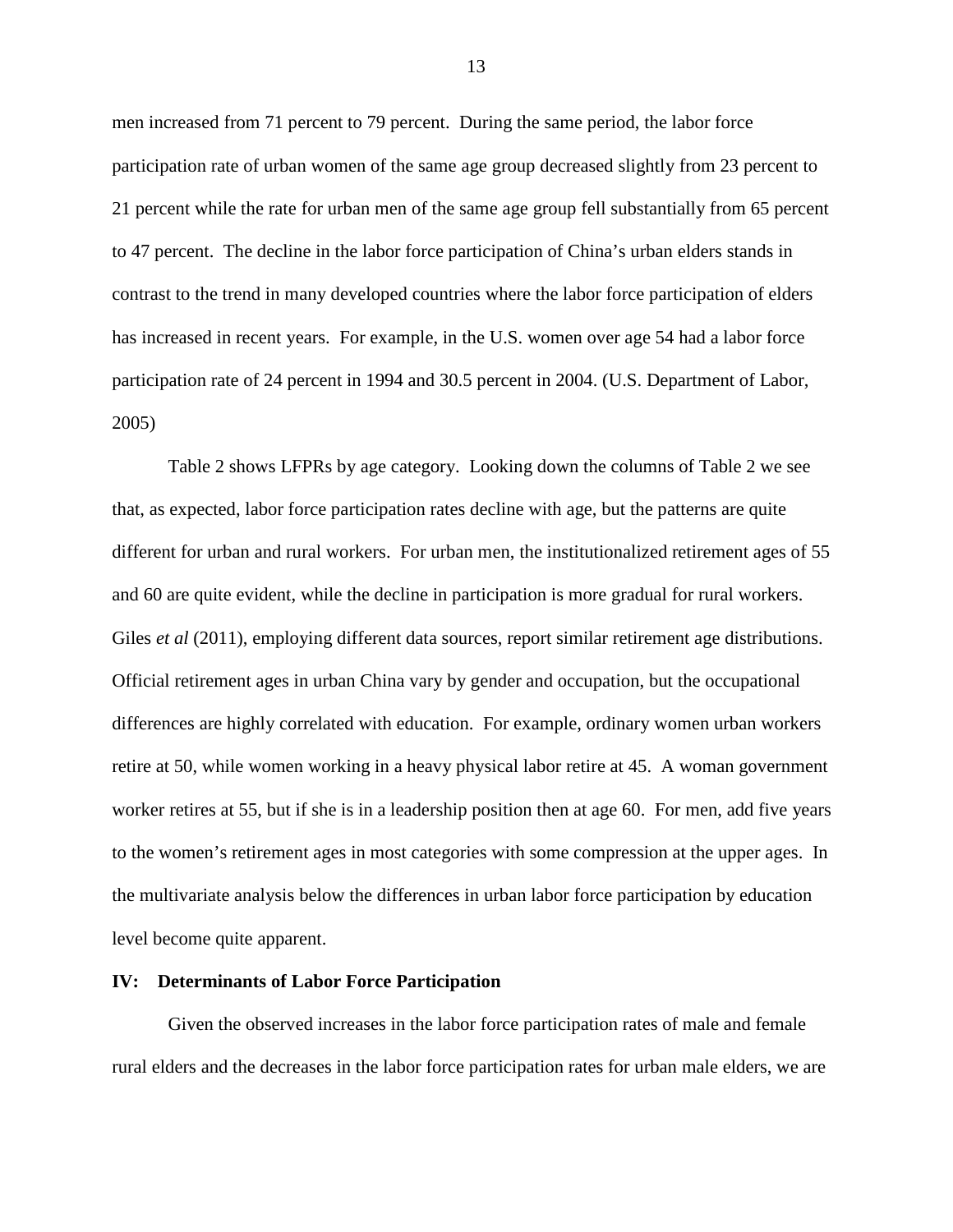men increased from 71 percent to 79 percent. During the same period, the labor force participation rate of urban women of the same age group decreased slightly from 23 percent to 21 percent while the rate for urban men of the same age group fell substantially from 65 percent to 47 percent. The decline in the labor force participation of China's urban elders stands in contrast to the trend in many developed countries where the labor force participation of elders has increased in recent years. For example, in the U.S. women over age 54 had a labor force participation rate of 24 percent in 1994 and 30.5 percent in 2004. (U.S. Department of Labor, 2005)

Table 2 shows LFPRs by age category. Looking down the columns of Table 2 we see that, as expected, labor force participation rates decline with age, but the patterns are quite different for urban and rural workers. For urban men, the institutionalized retirement ages of 55 and 60 are quite evident, while the decline in participation is more gradual for rural workers. Giles *et al* (2011), employing different data sources, report similar retirement age distributions. Official retirement ages in urban China vary by gender and occupation, but the occupational differences are highly correlated with education. For example, ordinary women urban workers retire at 50, while women working in a heavy physical labor retire at 45. A woman government worker retires at 55, but if she is in a leadership position then at age 60. For men, add five years to the women's retirement ages in most categories with some compression at the upper ages. In the multivariate analysis below the differences in urban labor force participation by education level become quite apparent.

## IV: Determinants of Labor Force Participation

Given the observed increases in the labor force participation rates of male and female rural elders and the decreases in the labor force participation rates for urban male elders, we are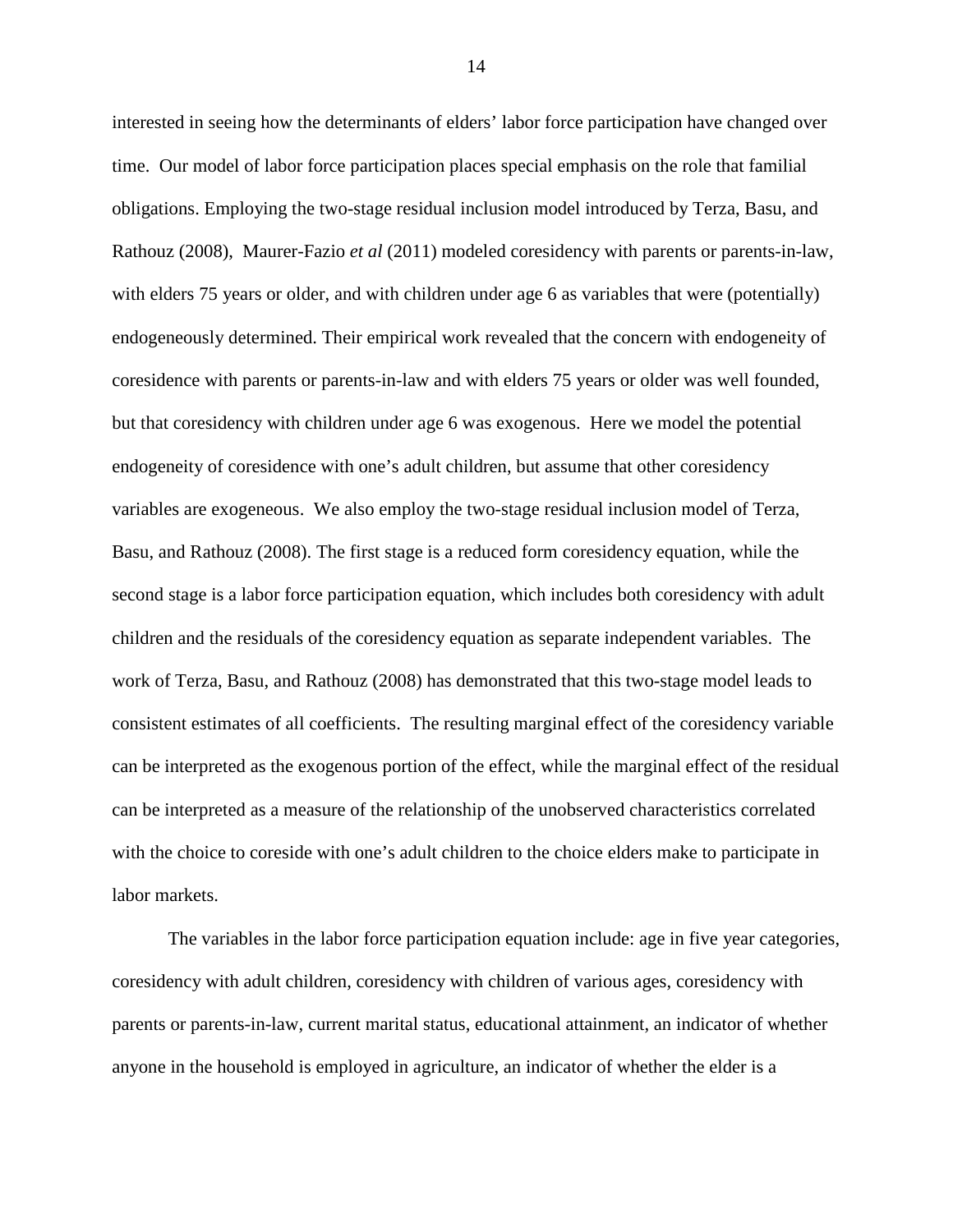interested in seeing how the determinants of elders' labor force participation have changed over time. Our model of labor force participation places special emphasis on the role that familial obligations. Employing the two-stage residual inclusion model introduced by Terza, Basu, and Rathouz (2008), Maurer-Fazio *et al* (2011) modeled coresidency with parents or parents-in-law, with elders 75 years or older, and with children under age 6 as variables that were (potentially) endogeneously determined. Their empirical work revealed that the concern with endogeneity of coresidence with parents or parents-in-law and with elders 75 years or older was well founded, but that coresidency with children under age 6 was exogenous. Here we model the potential endogeneity of coresidence with one's adult children, but assume that other coresidency variables are exogeneous. We also employ the two-stage residual inclusion model of Terza, Basu, and Rathouz (2008). The first stage is a reduced form coresidency equation, while the second stage is a labor force participation equation, which includes both coresidency with adult children and the residuals of the coresidency equation as separate independent variables. The work of Terza, Basu, and Rathouz (2008) has demonstrated that this two-stage model leads to consistent estimates of all coefficients. The resulting marginal effect of the coresidency variable can be interpreted as the exogenous portion of the effect, while the marginal effect of the residual can be interpreted as a measure of the relationship of the unobserved characteristics correlated with the choice to coreside with one's adult children to the choice elders make to participate in labor markets.

The variables in the labor force participation equation include: age in five year categories, coresidency with adult children, coresidency with children of various ages, coresidency with parents or parents-in-law, current marital status, educational attainment, an indicator of whether anyone in the household is employed in agriculture, an indicator of whether the elder is a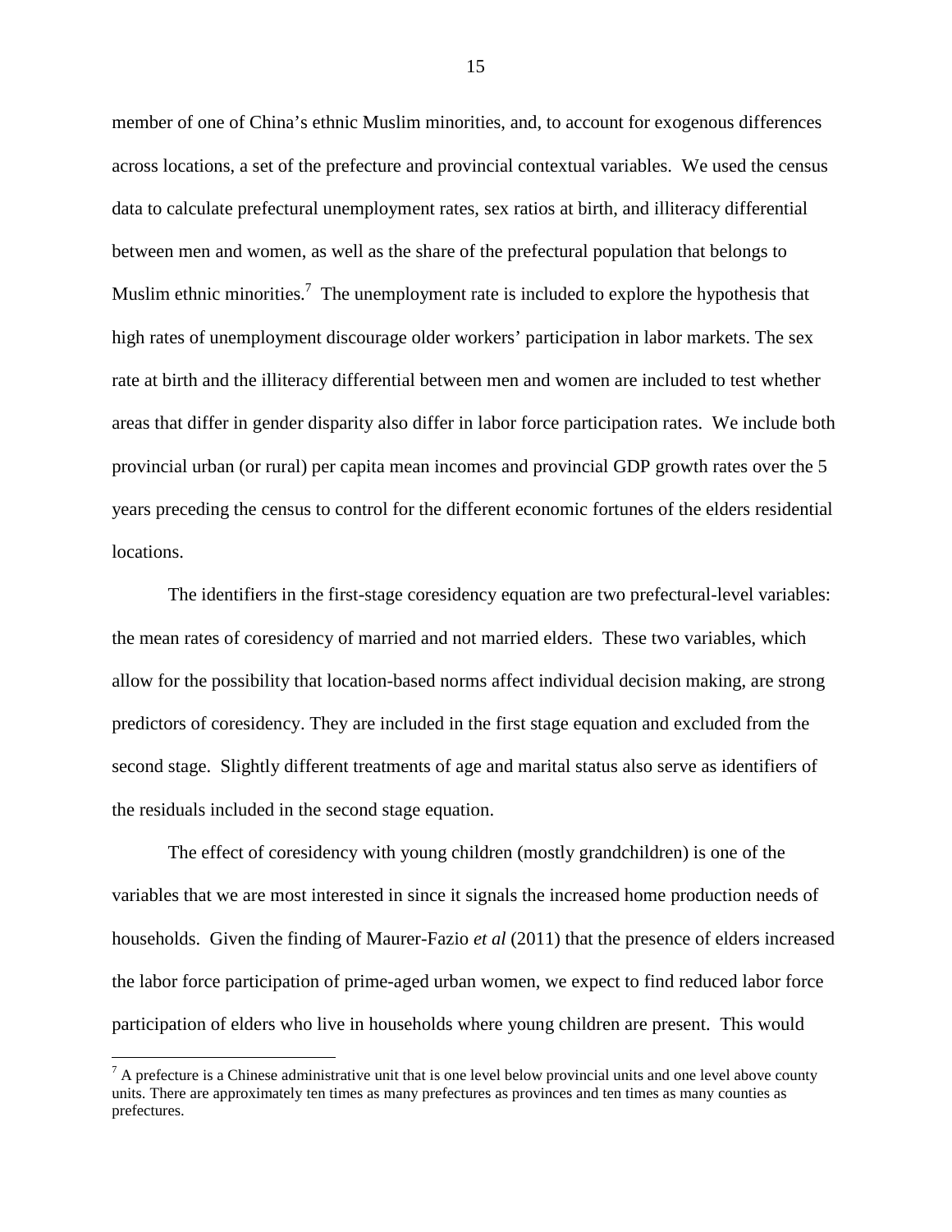member of one of China's ethnic Muslim minorities, and, to account for exogenous differences across locations, a set of the prefecture and provincial contextual variables. We used the census data to calculate prefectural unemployment rates, sex ratios at birth, and illiteracy differential between men and women, as well as the share of the prefectural population that belongs to Muslim ethnic minorities.[7] The unemployment rate is included to explore the hypothesis that high rates of unemployment discourage older workers' participation in labor markets. The sex rate at birth and the illiteracy differential between men and women are included to test whether areas that differ in gender disparity also differ in labor force participation rates. We include both provincial urban (or rural) per capita mean incomes and provincial GDP growth rates over the 5 years preceding the census to control for the different economic fortunes of the elders residential locations.

The identifiers in the first-stage coresidency equation are two prefectural-level variables: the mean rates of coresidency of married and not married elders. These two variables, which allow for the possibility that location-based norms affect individual decision making, are strong predictors of coresidency. They are included in the first stage equation and excluded from the second stage. Slightly different treatments of age and marital status also serve as identifiers of the residuals included in the second stage equation.

The effect of coresidency with young children (mostly grandchildren) is one of the variables that we are most interested in since it signals the increased home production needs of households. Given the finding of Maurer-Fazio *et al* (2011) that the presence of elders increased the labor force participation of prime-aged urban women, we expect to find reduced labor force participation of elders who live in households where young children are present. This would

[7] A prefecture is a Chinese administrative unit that is one level below provincial units and one level above county units. There are approximately ten times as many prefectures as provinces and ten times as many counties as prefectures.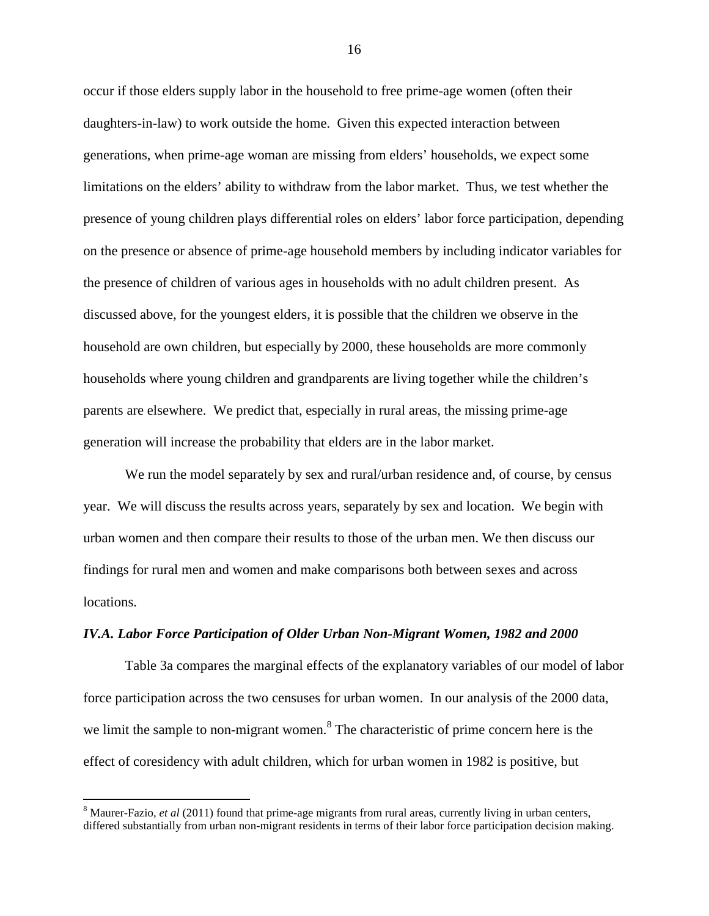occur if those elders supply labor in the household to free prime-age women (often their daughters-in-law) to work outside the home. Given this expected interaction between generations, when prime-age woman are missing from elders' households, we expect some limitations on the elders' ability to withdraw from the labor market. Thus, we test whether the presence of young children plays differential roles on elders' labor force participation, depending on the presence or absence of prime-age household members by including indicator variables for the presence of children of various ages in households with no adult children present. As discussed above, for the youngest elders, it is possible that the children we observe in the household are own children, but especially by 2000, these households are more commonly households where young children and grandparents are living together while the children's parents are elsewhere. We predict that, especially in rural areas, the missing prime-age generation will increase the probability that elders are in the labor market.

We run the model separately by sex and rural/urban residence and, of course, by census year. We will discuss the results across years, separately by sex and location. We begin with urban women and then compare their results to those of the urban men. We then discuss our findings for rural men and women and make comparisons both between sexes and across locations.

### *IV.A. Labor Force Participation of Older Urban Non-Migrant Women, 1982 and 2000*

Table 3a compares the marginal effects of the explanatory variables of our model of labor force participation across the two censuses for urban women. In our analysis of the 2000 data, we limit the sample to non-migrant women.[8] The characteristic of prime concern here is the effect of coresidency with adult children, which for urban women in 1982 is positive, but

[8] Maurer-Fazio, *et al* (2011) found that prime-age migrants from rural areas, currently living in urban centers, differed substantially from urban non-migrant residents in terms of their labor force participation decision making.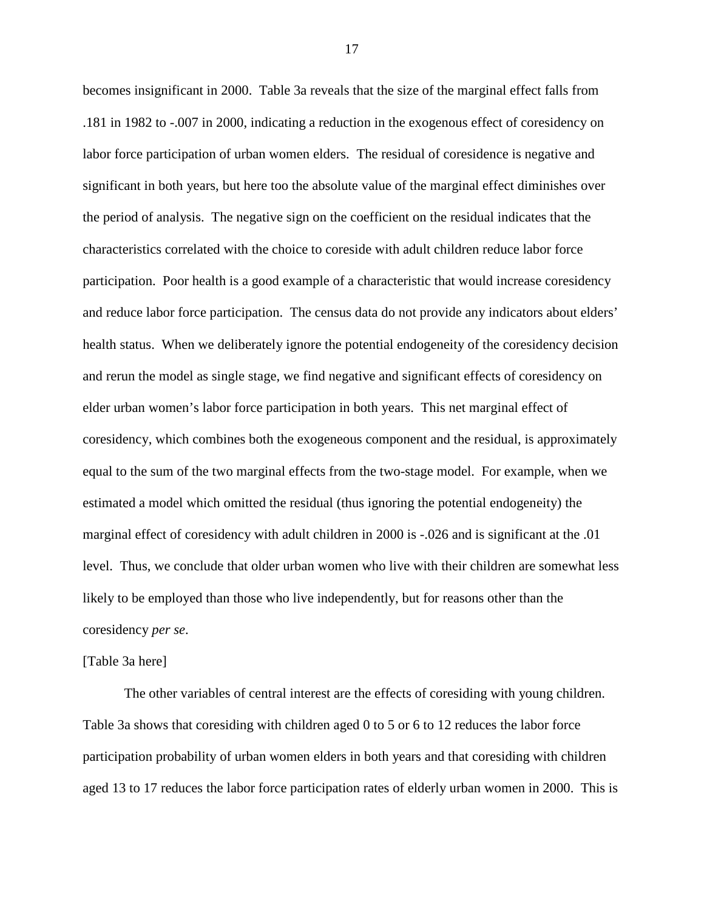becomes insignificant in 2000. Table 3a reveals that the size of the marginal effect falls from .181 in 1982 to -.007 in 2000, indicating a reduction in the exogenous effect of coresidency on labor force participation of urban women elders. The residual of coresidence is negative and significant in both years, but here too the absolute value of the marginal effect diminishes over the period of analysis. The negative sign on the coefficient on the residual indicates that the characteristics correlated with the choice to coreside with adult children reduce labor force participation. Poor health is a good example of a characteristic that would increase coresidency and reduce labor force participation. The census data do not provide any indicators about elders' health status. When we deliberately ignore the potential endogeneity of the coresidency decision and rerun the model as single stage, we find negative and significant effects of coresidency on elder urban women's labor force participation in both years. This net marginal effect of coresidency, which combines both the exogeneous component and the residual, is approximately equal to the sum of the two marginal effects from the two-stage model. For example, when we estimated a model which omitted the residual (thus ignoring the potential endogeneity) the marginal effect of coresidency with adult children in 2000 is -.026 and is significant at the .01 level. Thus, we conclude that older urban women who live with their children are somewhat less likely to be employed than those who live independently, but for reasons other than the coresidency *per se*.

[Table 3a here]

The other variables of central interest are the effects of coresiding with young children. Table 3a shows that coresiding with children aged 0 to 5 or 6 to 12 reduces the labor force participation probability of urban women elders in both years and that coresiding with children aged 13 to 17 reduces the labor force participation rates of elderly urban women in 2000. This is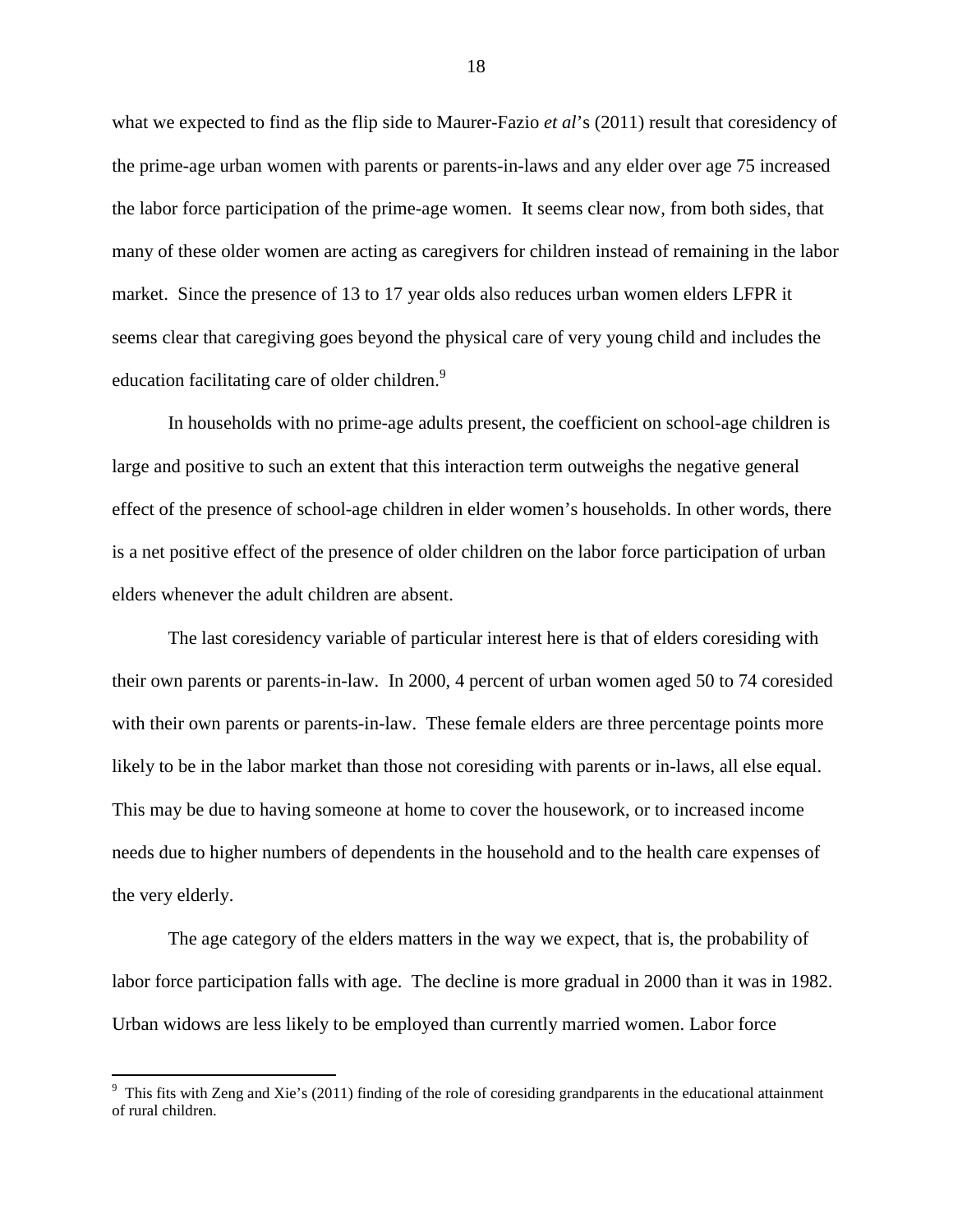what we expected to find as the flip side to Maurer-Fazio *et al*'s (2011) result that coresidency of the prime-age urban women with parents or parents-in-laws and any elder over age 75 increased the labor force participation of the prime-age women. It seems clear now, from both sides, that many of these older women are acting as caregivers for children instead of remaining in the labor market. Since the presence of 13 to 17 year olds also reduces urban women elders LFPR it seems clear that caregiving goes beyond the physical care of very young child and includes the education facilitating care of older children.[9]

In households with no prime-age adults present, the coefficient on school-age children is large and positive to such an extent that this interaction term outweighs the negative general effect of the presence of school-age children in elder women's households. In other words, there is a net positive effect of the presence of older children on the labor force participation of urban elders whenever the adult children are absent.

The last coresidency variable of particular interest here is that of elders coresiding with their own parents or parents-in-law. In 2000, 4 percent of urban women aged 50 to 74 coresided with their own parents or parents-in-law. These female elders are three percentage points more likely to be in the labor market than those not coresiding with parents or in-laws, all else equal. This may be due to having someone at home to cover the housework, or to increased income needs due to higher numbers of dependents in the household and to the health care expenses of the very elderly.

The age category of the elders matters in the way we expect, that is, the probability of labor force participation falls with age. The decline is more gradual in 2000 than it was in 1982. Urban widows are less likely to be employed than currently married women. Labor force

[9] This fits with Zeng and Xie's (2011) finding of the role of coresiding grandparents in the educational attainment of rural children.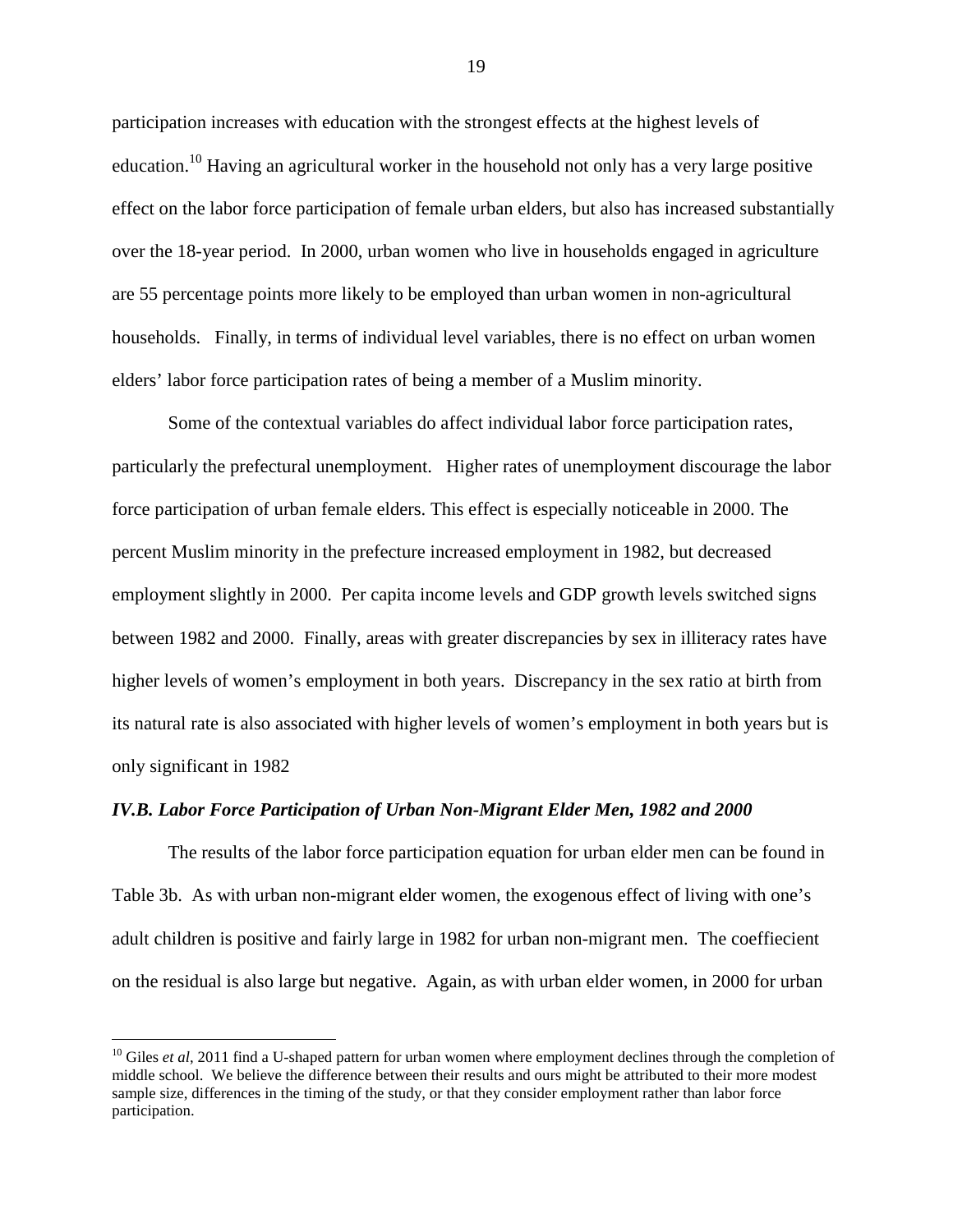participation increases with education with the strongest effects at the highest levels of education.[10] Having an agricultural worker in the household not only has a very large positive effect on the labor force participation of female urban elders, but also has increased substantially over the 18-year period. In 2000, urban women who live in households engaged in agriculture are 55 percentage points more likely to be employed than urban women in non-agricultural households. Finally, in terms of individual level variables, there is no effect on urban women elders' labor force participation rates of being a member of a Muslim minority.

Some of the contextual variables do affect individual labor force participation rates, particularly the prefectural unemployment. Higher rates of unemployment discourage the labor force participation of urban female elders. This effect is especially noticeable in 2000. The percent Muslim minority in the prefecture increased employment in 1982, but decreased employment slightly in 2000. Per capita income levels and GDP growth levels switched signs between 1982 and 2000. Finally, areas with greater discrepancies by sex in illiteracy rates have higher levels of women's employment in both years. Discrepancy in the sex ratio at birth from its natural rate is also associated with higher levels of women's employment in both years but is only significant in 1982

### *IV.B. Labor Force Participation of Urban Non-Migrant Elder Men, 1982 and 2000*

The results of the labor force participation equation for urban elder men can be found in Table 3b. As with urban non-migrant elder women, the exogenous effect of living with one's adult children is positive and fairly large in 1982 for urban non-migrant men. The coeffiecient on the residual is also large but negative. Again, as with urban elder women, in 2000 for urban

[10] Giles *et al*, 2011 find a U-shaped pattern for urban women where employment declines through the completion of middle school. We believe the difference between their results and ours might be attributed to their more modest sample size, differences in the timing of the study, or that they consider employment rather than labor force participation.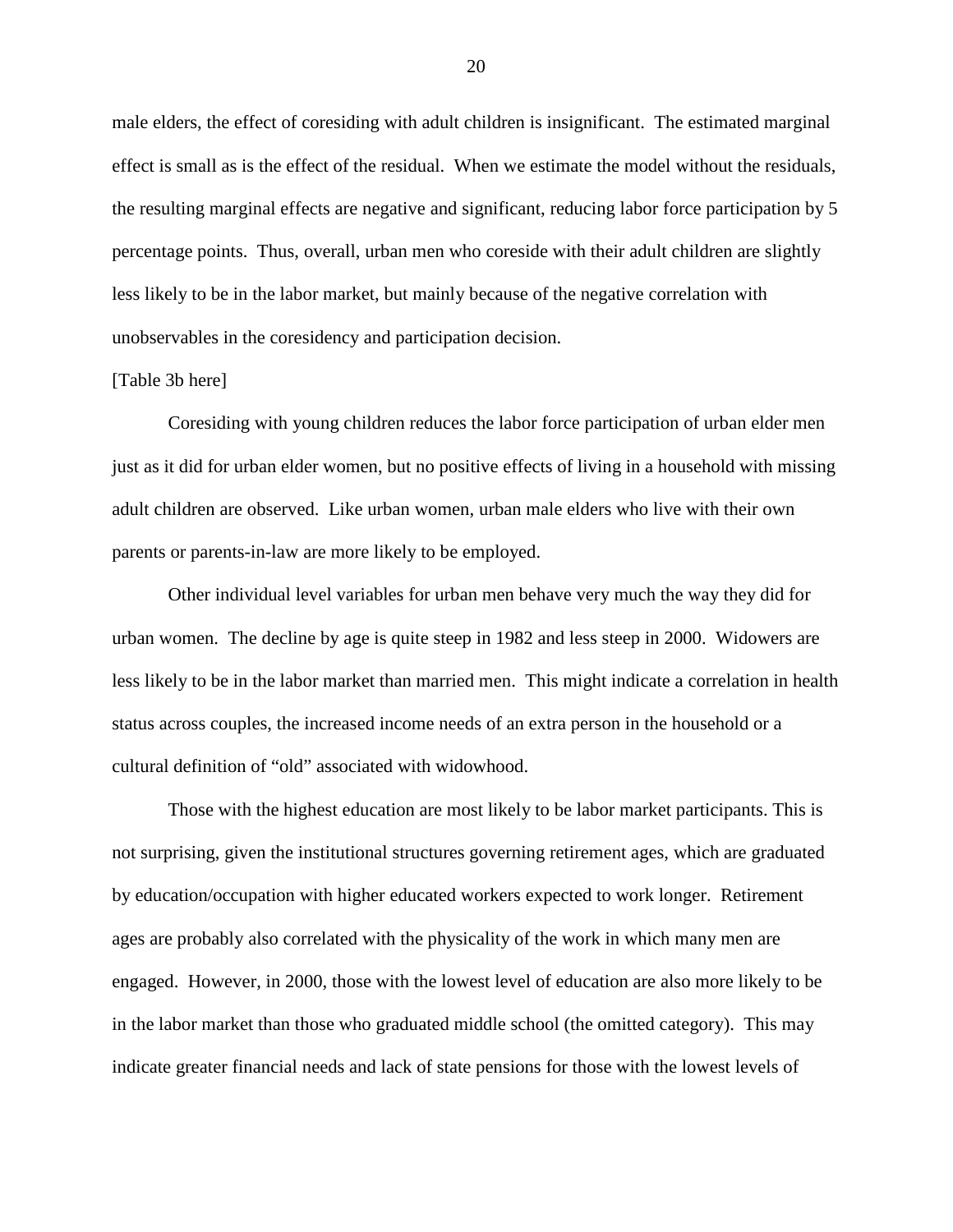male elders, the effect of coresiding with adult children is insignificant. The estimated marginal effect is small as is the effect of the residual. When we estimate the model without the residuals, the resulting marginal effects are negative and significant, reducing labor force participation by 5 percentage points. Thus, overall, urban men who coreside with their adult children are slightly less likely to be in the labor market, but mainly because of the negative correlation with unobservables in the coresidency and participation decision.

[Table 3b here]

Coresiding with young children reduces the labor force participation of urban elder men just as it did for urban elder women, but no positive effects of living in a household with missing adult children are observed. Like urban women, urban male elders who live with their own parents or parents-in-law are more likely to be employed.

Other individual level variables for urban men behave very much the way they did for urban women. The decline by age is quite steep in 1982 and less steep in 2000. Widowers are less likely to be in the labor market than married men. This might indicate a correlation in health status across couples, the increased income needs of an extra person in the household or a cultural definition of "old" associated with widowhood.

Those with the highest education are most likely to be labor market participants. This is not surprising, given the institutional structures governing retirement ages, which are graduated by education/occupation with higher educated workers expected to work longer. Retirement ages are probably also correlated with the physicality of the work in which many men are engaged. However, in 2000, those with the lowest level of education are also more likely to be in the labor market than those who graduated middle school (the omitted category). This may indicate greater financial needs and lack of state pensions for those with the lowest levels of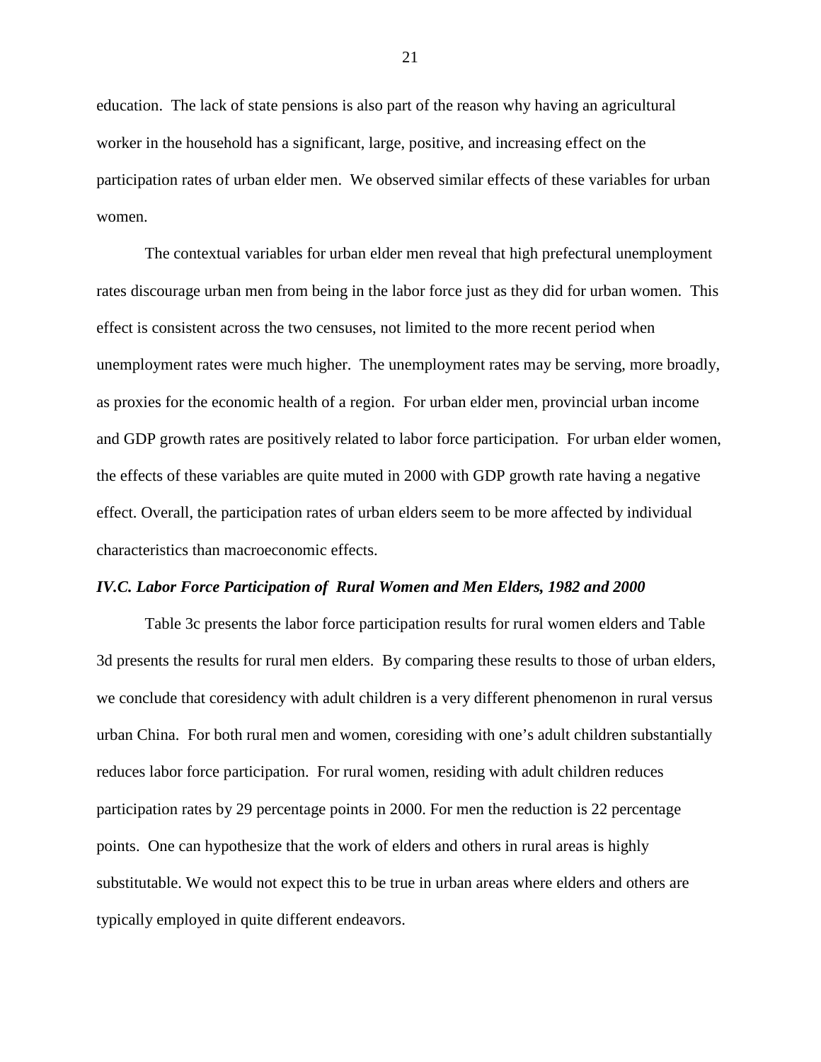education. The lack of state pensions is also part of the reason why having an agricultural worker in the household has a significant, large, positive, and increasing effect on the participation rates of urban elder men. We observed similar effects of these variables for urban women.

The contextual variables for urban elder men reveal that high prefectural unemployment rates discourage urban men from being in the labor force just as they did for urban women. This effect is consistent across the two censuses, not limited to the more recent period when unemployment rates were much higher. The unemployment rates may be serving, more broadly, as proxies for the economic health of a region. For urban elder men, provincial urban income and GDP growth rates are positively related to labor force participation. For urban elder women, the effects of these variables are quite muted in 2000 with GDP growth rate having a negative effect. Overall, the participation rates of urban elders seem to be more affected by individual characteristics than macroeconomic effects.

### *IV.C. Labor Force Participation of Rural Women and Men Elders, 1982 and 2000*

Table 3c presents the labor force participation results for rural women elders and Table 3d presents the results for rural men elders. By comparing these results to those of urban elders, we conclude that coresidency with adult children is a very different phenomenon in rural versus urban China. For both rural men and women, coresiding with one's adult children substantially reduces labor force participation. For rural women, residing with adult children reduces participation rates by 29 percentage points in 2000. For men the reduction is 22 percentage points. One can hypothesize that the work of elders and others in rural areas is highly substitutable. We would not expect this to be true in urban areas where elders and others are typically employed in quite different endeavors.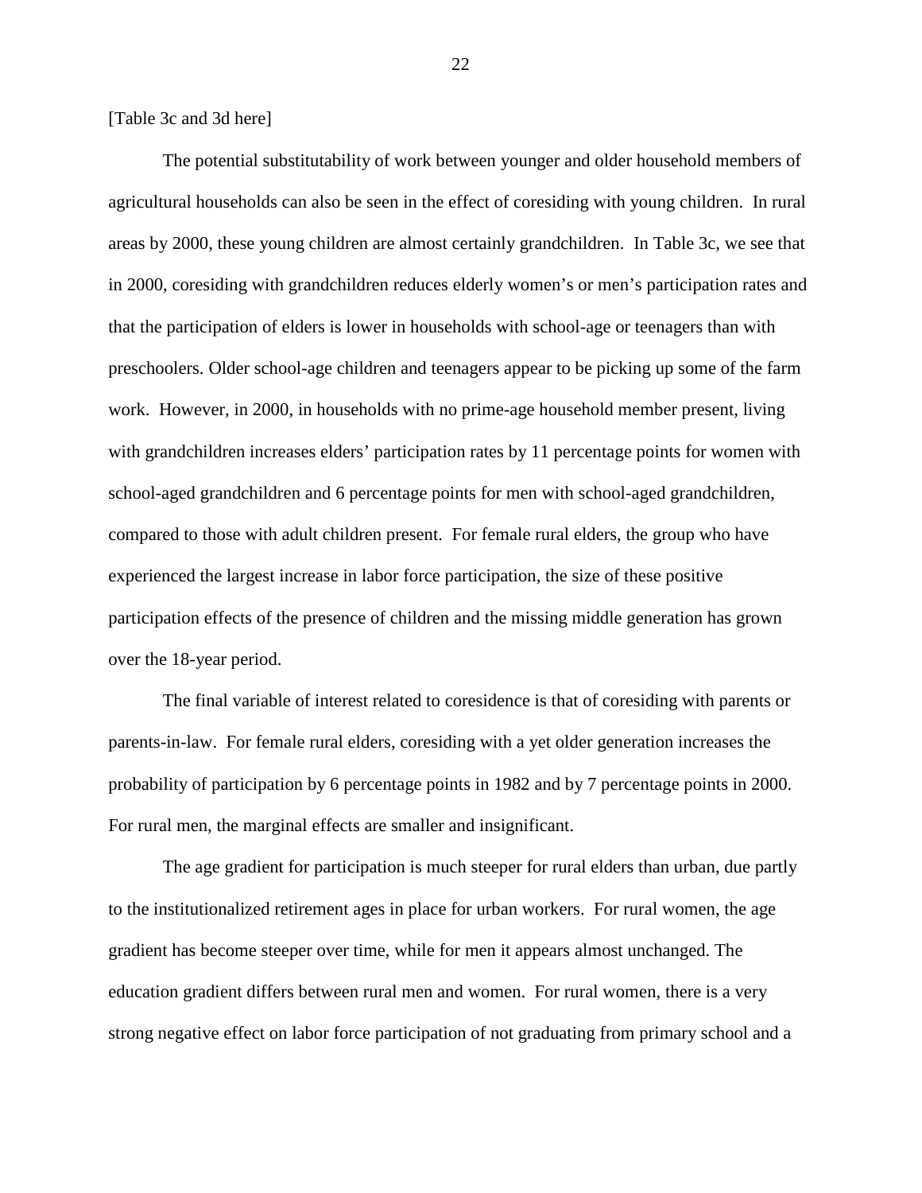[Table 3c and 3d here]

The potential substitutability of work between younger and older household members of agricultural households can also be seen in the effect of coresiding with young children. In rural areas by 2000, these young children are almost certainly grandchildren. In Table 3c, we see that in 2000, coresiding with grandchildren reduces elderly women's or men's participation rates and that the participation of elders is lower in households with school-age or teenagers than with preschoolers. Older school-age children and teenagers appear to be picking up some of the farm work. However, in 2000, in households with no prime-age household member present, living with grandchildren increases elders' participation rates by 11 percentage points for women with school-aged grandchildren and 6 percentage points for men with school-aged grandchildren, compared to those with adult children present. For female rural elders, the group who have experienced the largest increase in labor force participation, the size of these positive participation effects of the presence of children and the missing middle generation has grown over the 18-year period.

The final variable of interest related to coresidence is that of coresiding with parents or parents-in-law. For female rural elders, coresiding with a yet older generation increases the probability of participation by 6 percentage points in 1982 and by 7 percentage points in 2000. For rural men, the marginal effects are smaller and insignificant.

The age gradient for participation is much steeper for rural elders than urban, due partly to the institutionalized retirement ages in place for urban workers. For rural women, the age gradient has become steeper over time, while for men it appears almost unchanged. The education gradient differs between rural men and women. For rural women, there is a very strong negative effect on labor force participation of not graduating from primary school and a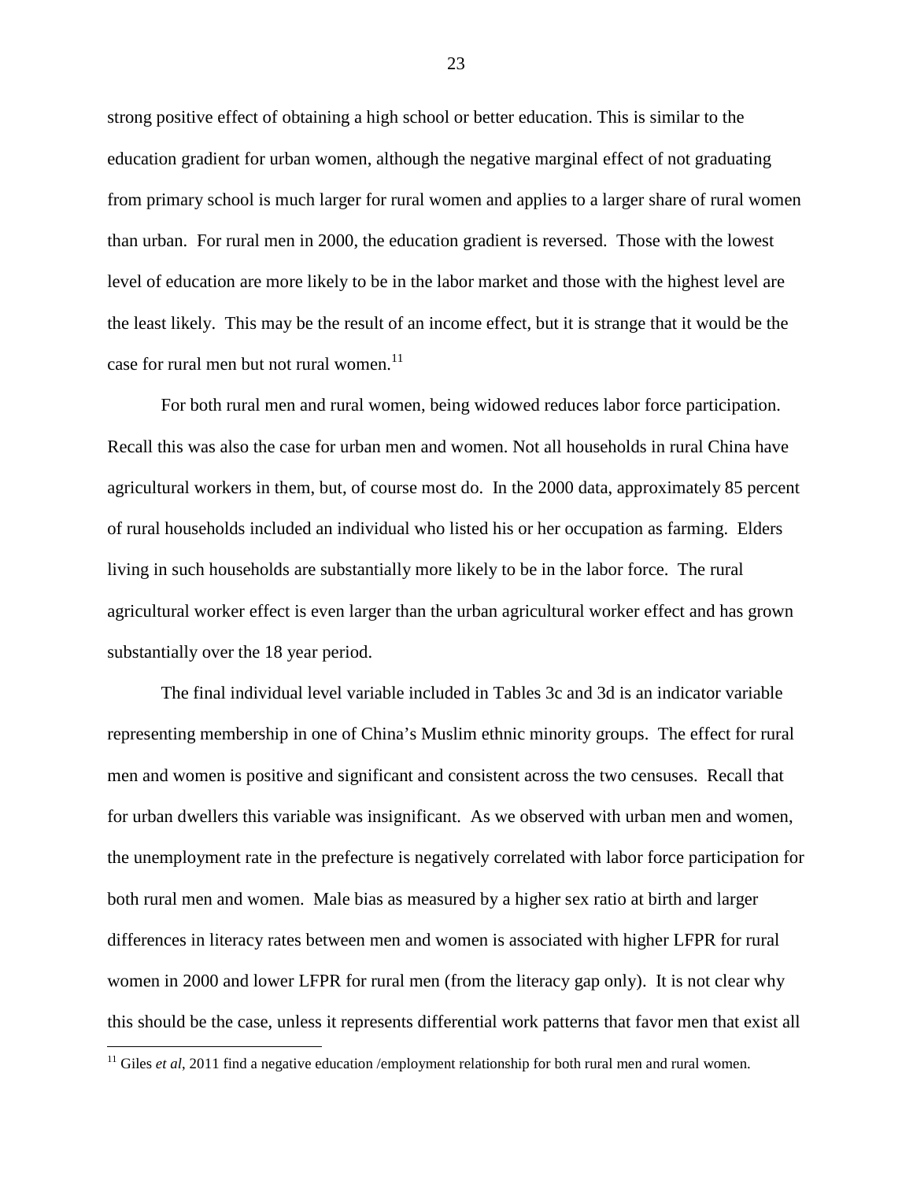strong positive effect of obtaining a high school or better education. This is similar to the education gradient for urban women, although the negative marginal effect of not graduating from primary school is much larger for rural women and applies to a larger share of rural women than urban. For rural men in 2000, the education gradient is reversed. Those with the lowest level of education are more likely to be in the labor market and those with the highest level are the least likely. This may be the result of an income effect, but it is strange that it would be the case for rural men but not rural women.[11]

For both rural men and rural women, being widowed reduces labor force participation. Recall this was also the case for urban men and women. Not all households in rural China have agricultural workers in them, but, of course most do. In the 2000 data, approximately 85 percent of rural households included an individual who listed his or her occupation as farming. Elders living in such households are substantially more likely to be in the labor force. The rural agricultural worker effect is even larger than the urban agricultural worker effect and has grown substantially over the 18 year period.

The final individual level variable included in Tables 3c and 3d is an indicator variable representing membership in one of China's Muslim ethnic minority groups. The effect for rural men and women is positive and significant and consistent across the two censuses. Recall that for urban dwellers this variable was insignificant. As we observed with urban men and women, the unemployment rate in the prefecture is negatively correlated with labor force participation for both rural men and women. Male bias as measured by a higher sex ratio at birth and larger differences in literacy rates between men and women is associated with higher LFPR for rural women in 2000 and lower LFPR for rural men (from the literacy gap only). It is not clear why this should be the case, unless it represents differential work patterns that favor men that exist all

[11] Giles *et al*, 2011 find a negative education /employment relationship for both rural men and rural women.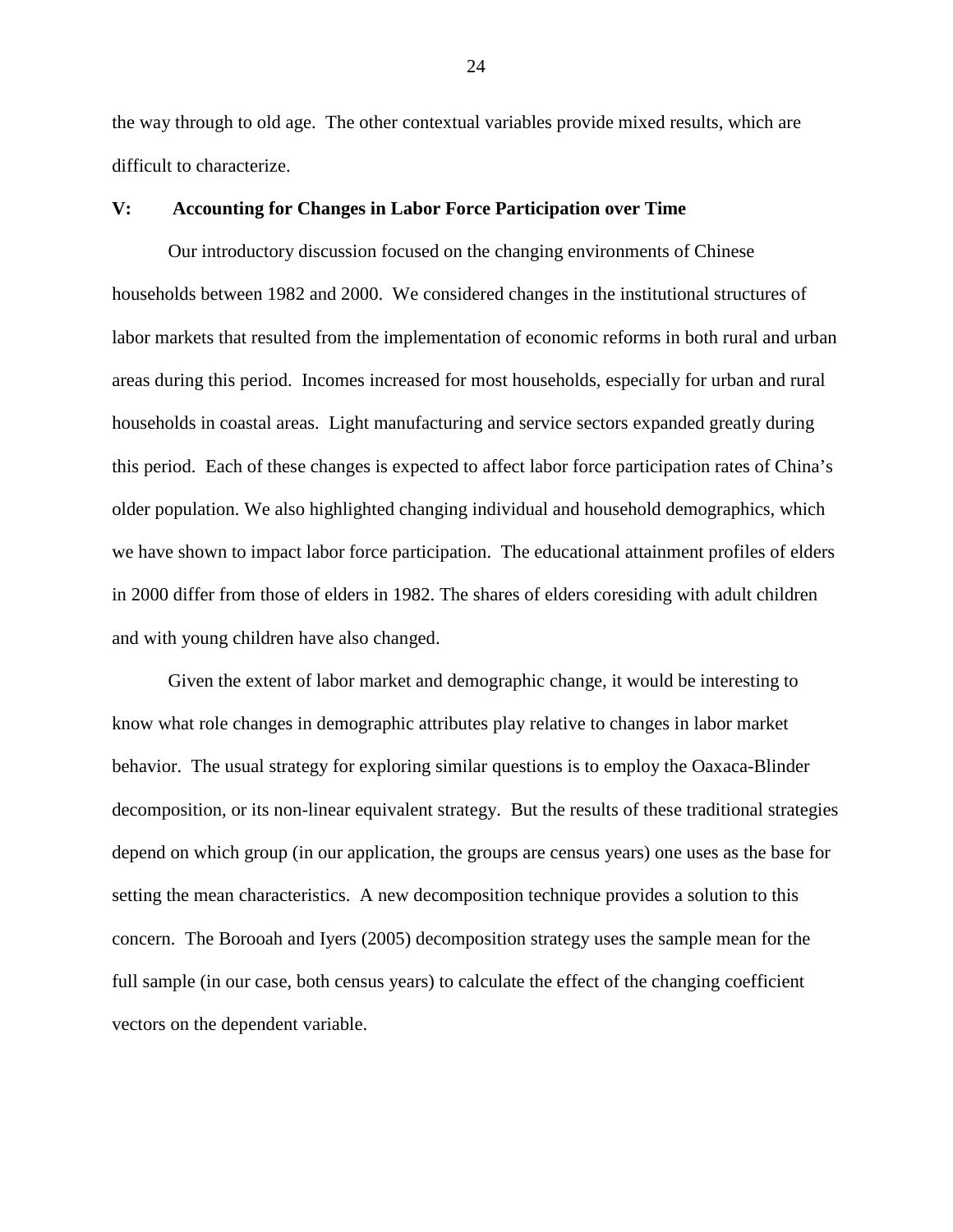the way through to old age. The other contextual variables provide mixed results, which are difficult to characterize.

## V: Accounting for Changes in Labor Force Participation over Time

Our introductory discussion focused on the changing environments of Chinese households between 1982 and 2000. We considered changes in the institutional structures of labor markets that resulted from the implementation of economic reforms in both rural and urban areas during this period. Incomes increased for most households, especially for urban and rural households in coastal areas. Light manufacturing and service sectors expanded greatly during this period. Each of these changes is expected to affect labor force participation rates of China's older population. We also highlighted changing individual and household demographics, which we have shown to impact labor force participation. The educational attainment profiles of elders in 2000 differ from those of elders in 1982. The shares of elders coresiding with adult children and with young children have also changed.

Given the extent of labor market and demographic change, it would be interesting to know what role changes in demographic attributes play relative to changes in labor market behavior. The usual strategy for exploring similar questions is to employ the Oaxaca-Blinder decomposition, or its non-linear equivalent strategy. But the results of these traditional strategies depend on which group (in our application, the groups are census years) one uses as the base for setting the mean characteristics. A new decomposition technique provides a solution to this concern. The Borooah and Iyers (2005) decomposition strategy uses the sample mean for the full sample (in our case, both census years) to calculate the effect of the changing coefficient vectors on the dependent variable.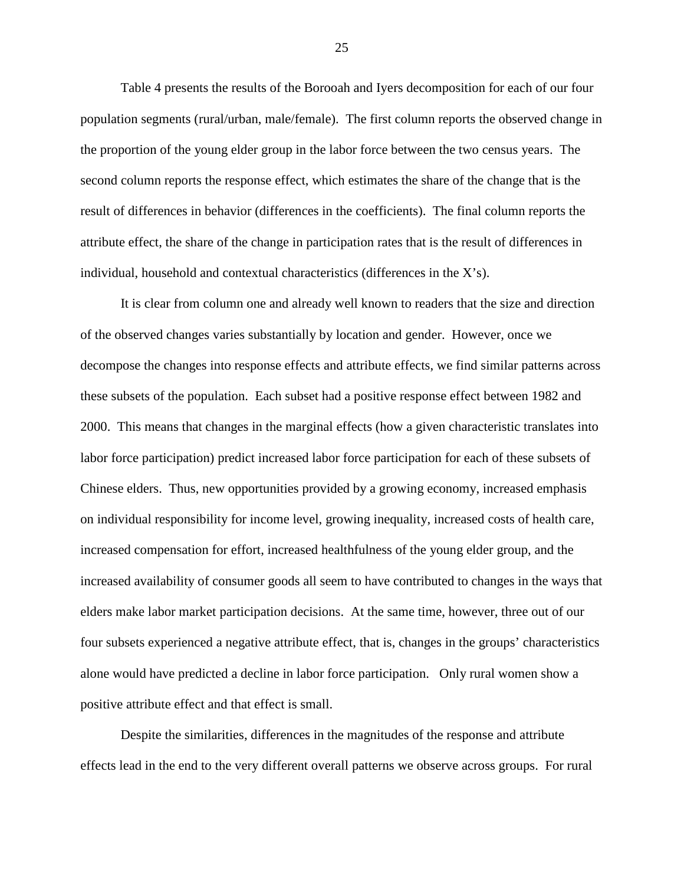Table 4 presents the results of the Borooah and Iyers decomposition for each of our four population segments (rural/urban, male/female). The first column reports the observed change in the proportion of the young elder group in the labor force between the two census years. The second column reports the response effect, which estimates the share of the change that is the result of differences in behavior (differences in the coefficients). The final column reports the attribute effect, the share of the change in participation rates that is the result of differences in individual, household and contextual characteristics (differences in the X's).

It is clear from column one and already well known to readers that the size and direction of the observed changes varies substantially by location and gender. However, once we decompose the changes into response effects and attribute effects, we find similar patterns across these subsets of the population. Each subset had a positive response effect between 1982 and 2000. This means that changes in the marginal effects (how a given characteristic translates into labor force participation) predict increased labor force participation for each of these subsets of Chinese elders. Thus, new opportunities provided by a growing economy, increased emphasis on individual responsibility for income level, growing inequality, increased costs of health care, increased compensation for effort, increased healthfulness of the young elder group, and the increased availability of consumer goods all seem to have contributed to changes in the ways that elders make labor market participation decisions. At the same time, however, three out of our four subsets experienced a negative attribute effect, that is, changes in the groups' characteristics alone would have predicted a decline in labor force participation. Only rural women show a positive attribute effect and that effect is small.

Despite the similarities, differences in the magnitudes of the response and attribute effects lead in the end to the very different overall patterns we observe across groups. For rural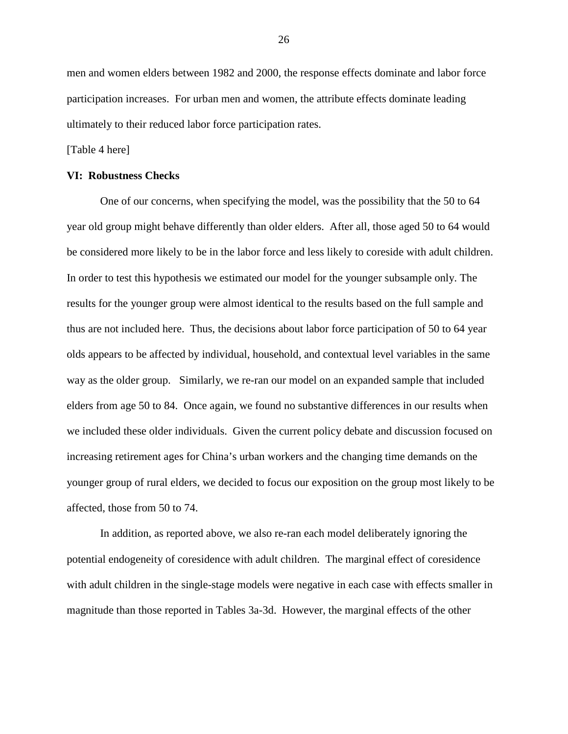men and women elders between 1982 and 2000, the response effects dominate and labor force participation increases. For urban men and women, the attribute effects dominate leading ultimately to their reduced labor force participation rates.

[Table 4 here]

**VI: Robustness Checks**

One of our concerns, when specifying the model, was the possibility that the 50 to 64 year old group might behave differently than older elders. After all, those aged 50 to 64 would be considered more likely to be in the labor force and less likely to coreside with adult children. In order to test this hypothesis we estimated our model for the younger subsample only. The results for the younger group were almost identical to the results based on the full sample and thus are not included here. Thus, the decisions about labor force participation of 50 to 64 year olds appears to be affected by individual, household, and contextual level variables in the same way as the older group. Similarly, we re-ran our model on an expanded sample that included elders from age 50 to 84. Once again, we found no substantive differences in our results when we included these older individuals. Given the current policy debate and discussion focused on increasing retirement ages for China's urban workers and the changing time demands on the younger group of rural elders, we decided to focus our exposition on the group most likely to be affected, those from 50 to 74.

In addition, as reported above, we also re-ran each model deliberately ignoring the potential endogeneity of coresidence with adult children. The marginal effect of coresidence with adult children in the single-stage models were negative in each case with effects smaller in magnitude than those reported in Tables 3a-3d. However, the marginal effects of the other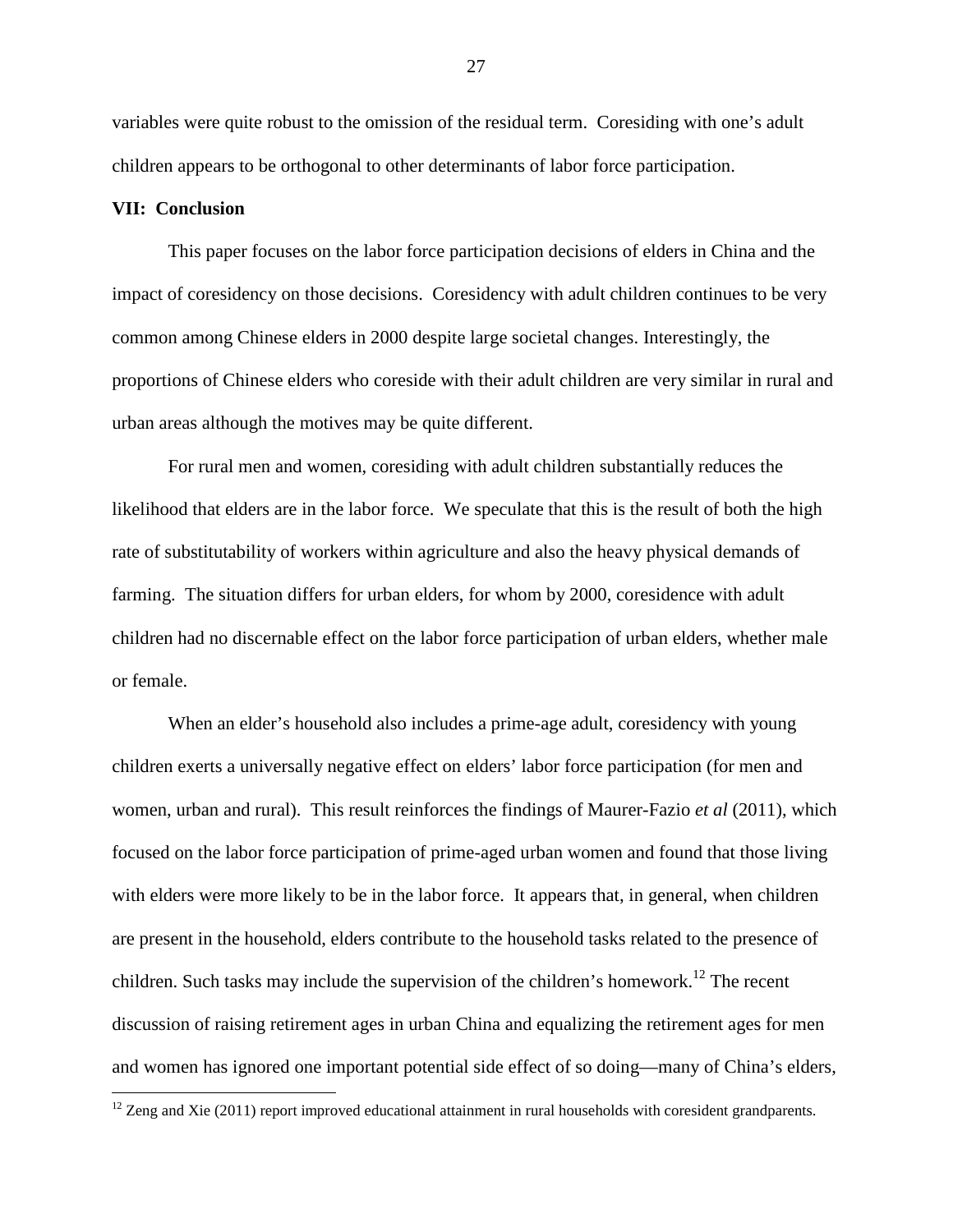variables were quite robust to the omission of the residual term. Coresiding with one's adult children appears to be orthogonal to other determinants of labor force participation.

## VII: Conclusion

This paper focuses on the labor force participation decisions of elders in China and the impact of coresidency on those decisions. Coresidency with adult children continues to be very common among Chinese elders in 2000 despite large societal changes. Interestingly, the proportions of Chinese elders who coreside with their adult children are very similar in rural and urban areas although the motives may be quite different.

For rural men and women, coresiding with adult children substantially reduces the likelihood that elders are in the labor force. We speculate that this is the result of both the high rate of substitutability of workers within agriculture and also the heavy physical demands of farming. The situation differs for urban elders, for whom by 2000, coresidence with adult children had no discernable effect on the labor force participation of urban elders, whether male or female.

When an elder's household also includes a prime-age adult, coresidency with young children exerts a universally negative effect on elders' labor force participation (for men and women, urban and rural). This result reinforces the findings of Maurer-Fazio *et al* (2011), which focused on the labor force participation of prime-aged urban women and found that those living with elders were more likely to be in the labor force. It appears that, in general, when children are present in the household, elders contribute to the household tasks related to the presence of children. Such tasks may include the supervision of the children's homework.[12] The recent discussion of raising retirement ages in urban China and equalizing the retirement ages for men and women has ignored one important potential side effect of so doing—many of China's elders,

[12] Zeng and Xie (2011) report improved educational attainment in rural households with coresident grandparents.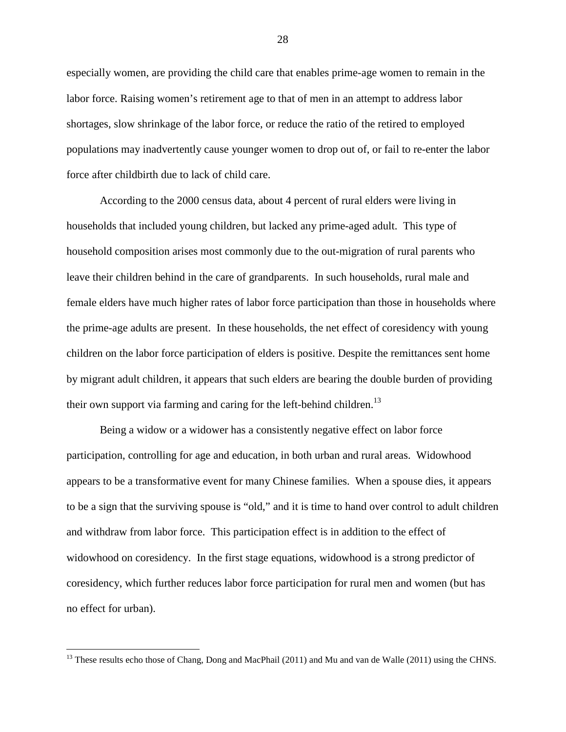especially women, are providing the child care that enables prime-age women to remain in the labor force. Raising women's retirement age to that of men in an attempt to address labor shortages, slow shrinkage of the labor force, or reduce the ratio of the retired to employed populations may inadvertently cause younger women to drop out of, or fail to re-enter the labor force after childbirth due to lack of child care.

According to the 2000 census data, about 4 percent of rural elders were living in households that included young children, but lacked any prime-aged adult. This type of household composition arises most commonly due to the out-migration of rural parents who leave their children behind in the care of grandparents. In such households, rural male and female elders have much higher rates of labor force participation than those in households where the prime-age adults are present. In these households, the net effect of coresidency with young children on the labor force participation of elders is positive. Despite the remittances sent home by migrant adult children, it appears that such elders are bearing the double burden of providing their own support via farming and caring for the left-behind children.[13]

Being a widow or a widower has a consistently negative effect on labor force participation, controlling for age and education, in both urban and rural areas. Widowhood appears to be a transformative event for many Chinese families. When a spouse dies, it appears to be a sign that the surviving spouse is "old," and it is time to hand over control to adult children and withdraw from labor force. This participation effect is in addition to the effect of widowhood on coresidency. In the first stage equations, widowhood is a strong predictor of coresidency, which further reduces labor force participation for rural men and women (but has no effect for urban).

---

[13] These results echo those of Chang, Dong and MacPhail (2011) and Mu and van de Walle (2011) using the CHNS.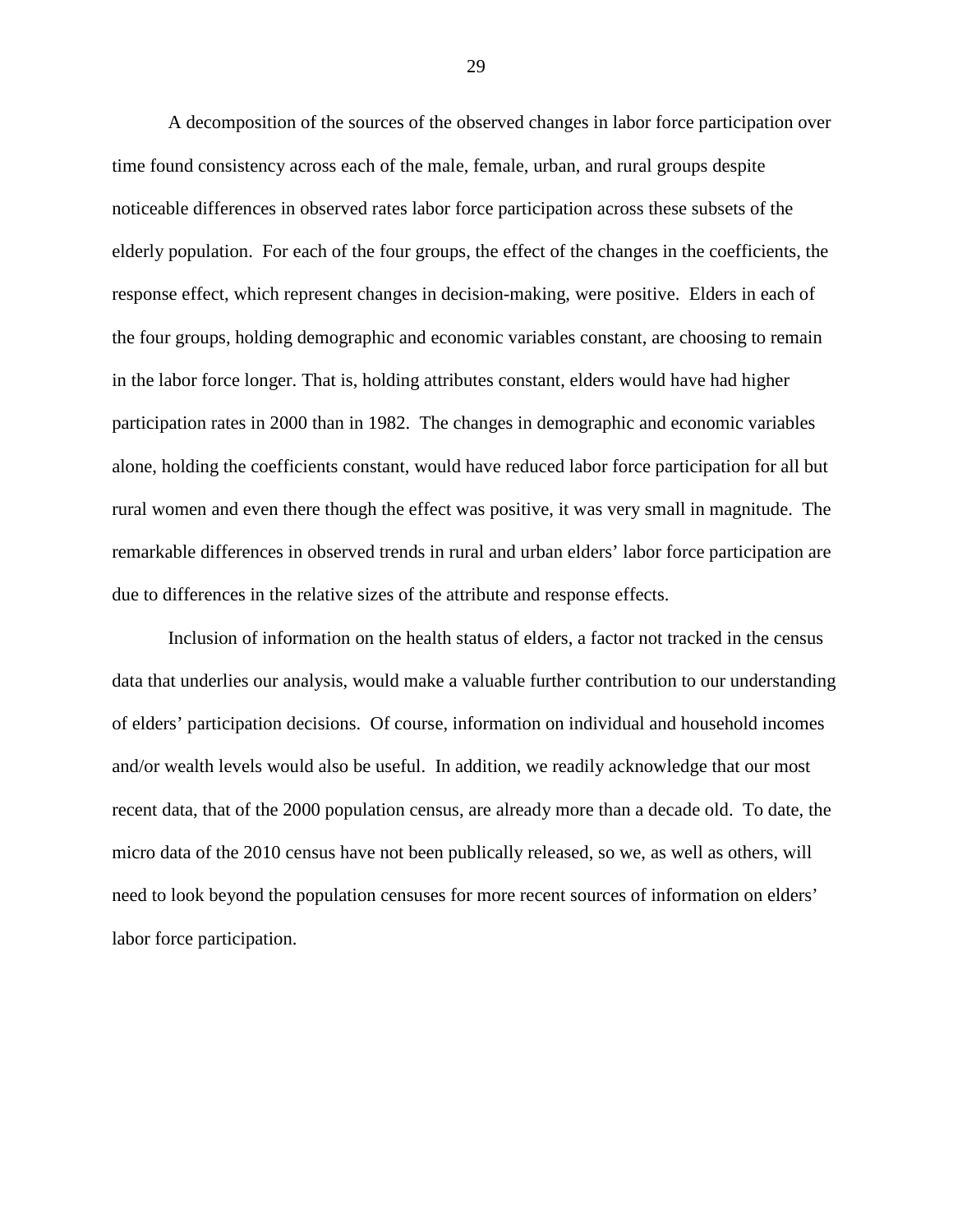A decomposition of the sources of the observed changes in labor force participation over time found consistency across each of the male, female, urban, and rural groups despite noticeable differences in observed rates labor force participation across these subsets of the elderly population. For each of the four groups, the effect of the changes in the coefficients, the response effect, which represent changes in decision-making, were positive. Elders in each of the four groups, holding demographic and economic variables constant, are choosing to remain in the labor force longer. That is, holding attributes constant, elders would have had higher participation rates in 2000 than in 1982. The changes in demographic and economic variables alone, holding the coefficients constant, would have reduced labor force participation for all but rural women and even there though the effect was positive, it was very small in magnitude. The remarkable differences in observed trends in rural and urban elders' labor force participation are due to differences in the relative sizes of the attribute and response effects.

Inclusion of information on the health status of elders, a factor not tracked in the census data that underlies our analysis, would make a valuable further contribution to our understanding of elders' participation decisions. Of course, information on individual and household incomes and/or wealth levels would also be useful. In addition, we readily acknowledge that our most recent data, that of the 2000 population census, are already more than a decade old. To date, the micro data of the 2010 census have not been publically released, so we, as well as others, will need to look beyond the population censuses for more recent sources of information on elders' labor force participation.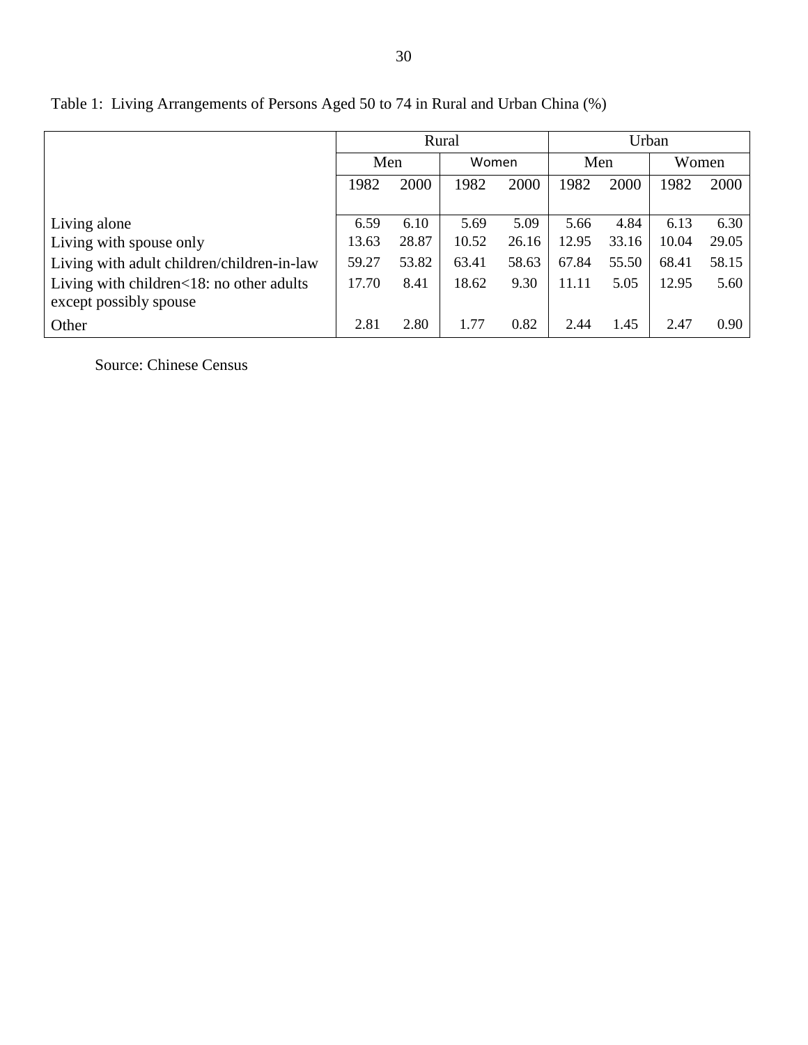Table 1: Living Arrangements of Persons Aged 50 to 74 in Rural and Urban China (%)

| | Rural | | | | Urban | | | |
|---|---|---|---|---|---|---|---|---|
| | Men | | Women | | Men | | Women | |
| | 1982 | 2000 | 1982 | 2000 | 1982 | 2000 | 1982 | 2000 |
| Living alone | 6.59 | 6.10 | 5.69 | 5.09 | 5.66 | 4.84 | 6.13 | 6.30 |
| Living with spouse only | 13.63 | 28.87 | 10.52 | 26.16 | 12.95 | 33.16 | 10.04 | 29.05 |
| Living with adult children/children-in-law | 59.27 | 53.82 | 63.41 | 58.63 | 67.84 | 55.50 | 68.41 | 58.15 |
| Living with children<18: no other adults except possibly spouse | 17.70 | 8.41 | 18.62 | 9.30 | 11.11 | 5.05 | 12.95 | 5.60 |
| Other | 2.81 | 2.80 | 1.77 | 0.82 | 2.44 | 1.45 | 2.47 | 0.90 |

Source: Chinese Census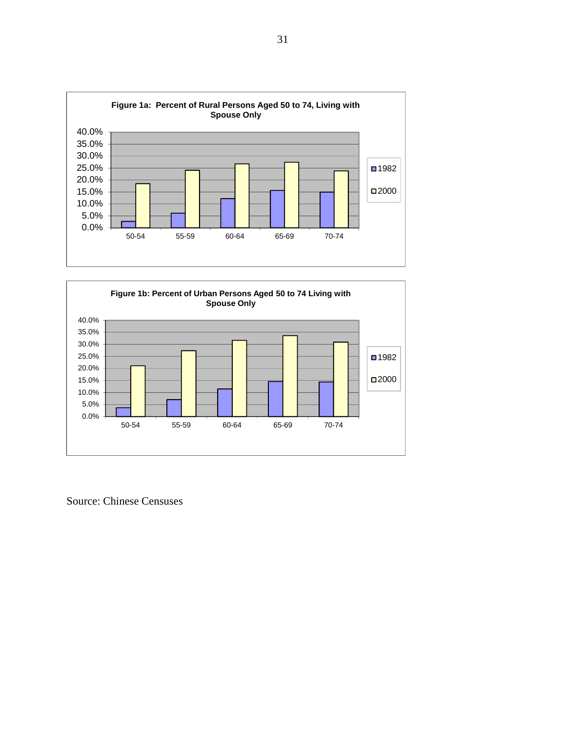**Figure 1a: Percent of Rural Persons Aged 50 to 74, Living with Spouse Only**

**Figure 1b: Percent of Urban Persons Aged 50 to 74 Living with Spouse Only**

Source: Chinese Censuses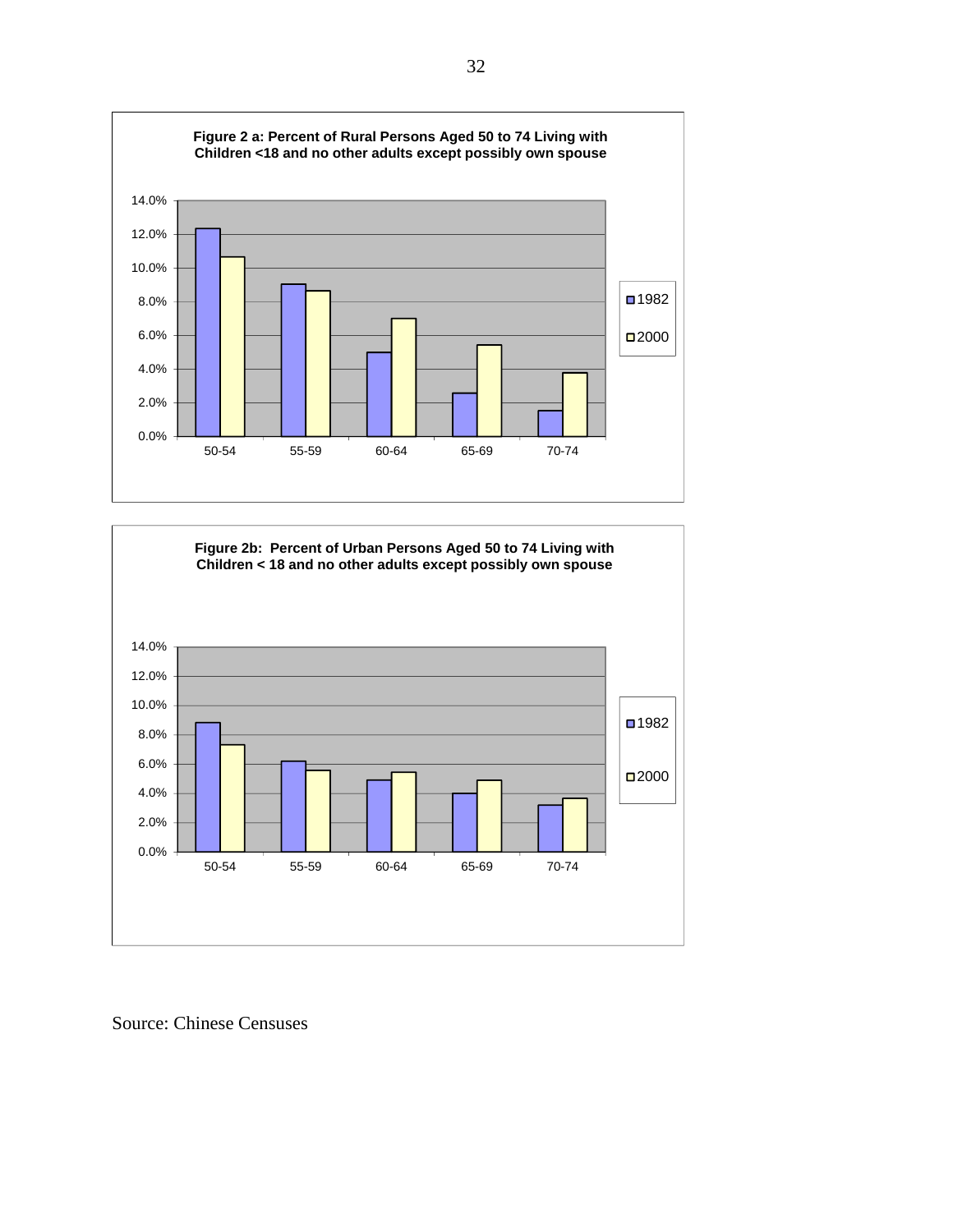**Figure 2 a: Percent of Rural Persons Aged 50 to 74 Living with Children <18 and no other adults except possibly own spouse**

| Age | 1982 | 2000 |
|---|---|---|
| 50-54 | 12.3% | 10.6% |
| 55-59 | 9.0% | 8.6% |
| 60-64 | 5.0% | 7.0% |
| 65-69 | 2.6% | 5.4% |
| 70-74 | 1.5% | 3.8% |

**Figure 2b: Percent of Urban Persons Aged 50 to 74 Living with Children < 18 and no other adults except possibly own spouse**

| Age | 1982 | 2000 |
|---|---|---|
| 50-54 | 8.8% | 7.3% |
| 55-59 | 6.2% | 5.6% |
| 60-64 | 4.9% | 5.4% |
| 65-69 | 4.0% | 4.9% |
| 70-74 | 3.2% | 3.6% |

Source: Chinese Censuses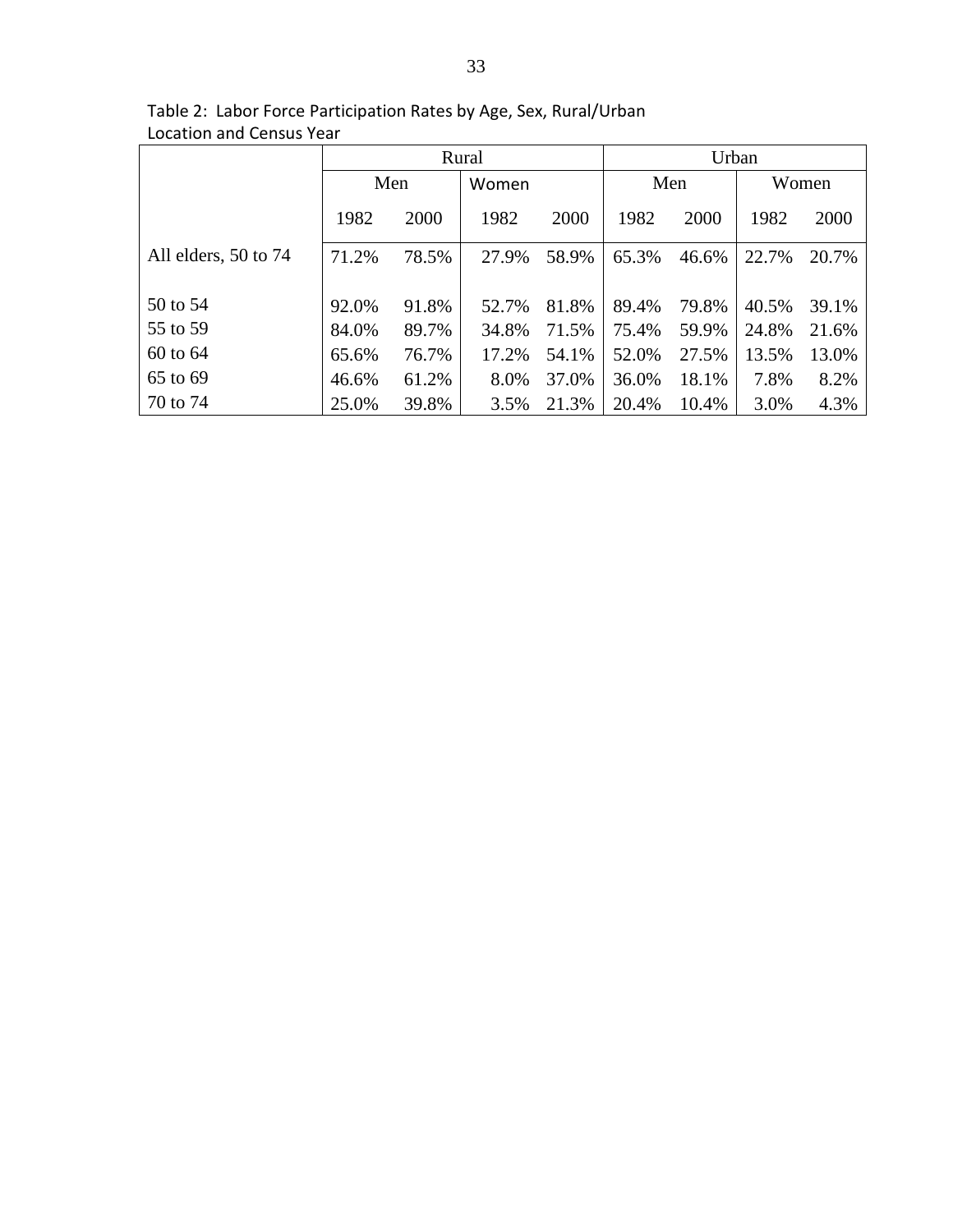Table 2: Labor Force Participation Rates by Age, Sex, Rural/Urban Location and Census Year

| | Rural | | | | Urban | | | |
|---|---|---|---|---|---|---|---|---|
| | Men | | Women | | Men | | Women | |
| | 1982 | 2000 | 1982 | 2000 | 1982 | 2000 | 1982 | 2000 |
| All elders, 50 to 74 | 71.2% | 78.5% | 27.9% | 58.9% | 65.3% | 46.6% | 22.7% | 20.7% |
| 50 to 54 | 92.0% | 91.8% | 52.7% | 81.8% | 89.4% | 79.8% | 40.5% | 39.1% |
| 55 to 59 | 84.0% | 89.7% | 34.8% | 71.5% | 75.4% | 59.9% | 24.8% | 21.6% |
| 60 to 64 | 65.6% | 76.7% | 17.2% | 54.1% | 52.0% | 27.5% | 13.5% | 13.0% |
| 65 to 69 | 46.6% | 61.2% | 8.0% | 37.0% | 36.0% | 18.1% | 7.8% | 8.2% |
| 70 to 74 | 25.0% | 39.8% | 3.5% | 21.3% | 20.4% | 10.4% | 3.0% | 4.3% |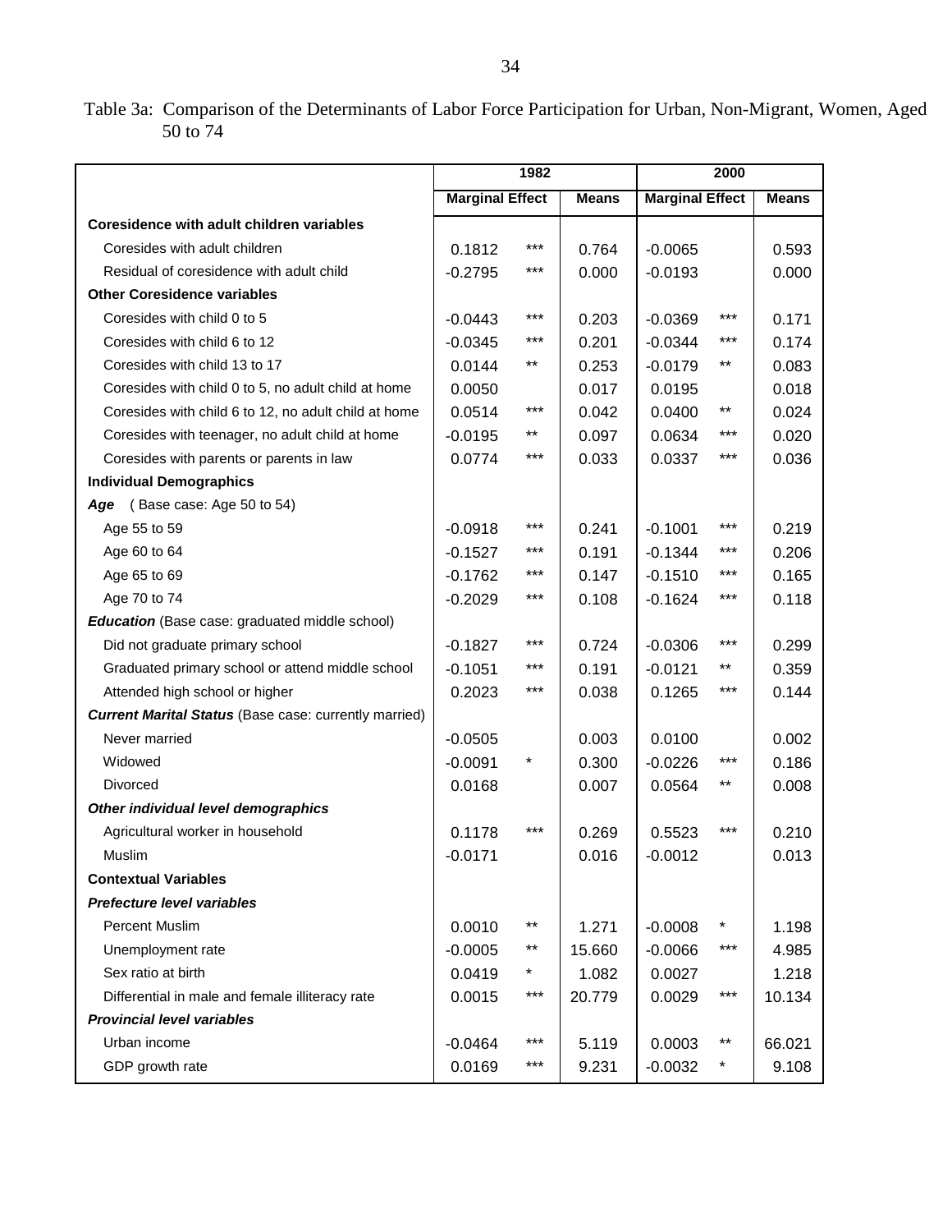Table 3a: Comparison of the Determinants of Labor Force Participation for Urban, Non-Migrant, Women, Aged 50 to 74

| | 1982 | | | 2000 | | |
|---|---|---|---|---|---|---|
| | Marginal Effect | | Means | Marginal Effect | | Means |
| **Coresidence with adult children variables** | | | | | | |
| Coresides with adult children | 0.1812 | *** | 0.764 | -0.0065 | | 0.593 |
| Residual of coresidence with adult child | -0.2795 | *** | 0.000 | -0.0193 | | 0.000 |
| **Other Coresidence variables** | | | | | | |
| Coresides with child 0 to 5 | -0.0443 | *** | 0.203 | -0.0369 | *** | 0.171 |
| Coresides with child 6 to 12 | -0.0345 | *** | 0.201 | -0.0344 | *** | 0.174 |
| Coresides with child 13 to 17 | 0.0144 | ** | 0.253 | -0.0179 | ** | 0.083 |
| Coresides with child 0 to 5, no adult child at home | 0.0050 | | 0.017 | 0.0195 | | 0.018 |
| Coresides with child 6 to 12, no adult child at home | 0.0514 | *** | 0.042 | 0.0400 | ** | 0.024 |
| Coresides with teenager, no adult child at home | -0.0195 | ** | 0.097 | 0.0634 | *** | 0.020 |
| Coresides with parents or parents in law | 0.0774 | *** | 0.033 | 0.0337 | *** | 0.036 |
| **Individual Demographics** | | | | | | |
| ***Age*** (Base case: Age 50 to 54) | | | | | | |
| Age 55 to 59 | -0.0918 | *** | 0.241 | -0.1001 | *** | 0.219 |
| Age 60 to 64 | -0.1527 | *** | 0.191 | -0.1344 | *** | 0.206 |
| Age 65 to 69 | -0.1762 | *** | 0.147 | -0.1510 | *** | 0.165 |
| Age 70 to 74 | -0.2029 | *** | 0.108 | -0.1624 | *** | 0.118 |
| ***Education*** (Base case: graduated middle school) | | | | | | |
| Did not graduate primary school | -0.1827 | *** | 0.724 | -0.0306 | *** | 0.299 |
| Graduated primary school or attend middle school | -0.1051 | *** | 0.191 | -0.0121 | ** | 0.359 |
| Attended high school or higher | 0.2023 | *** | 0.038 | 0.1265 | *** | 0.144 |
| ***Current Marital Status*** (Base case: currently married) | | | | | | |
| Never married | -0.0505 | | 0.003 | 0.0100 | | 0.002 |
| Widowed | -0.0091 | * | 0.300 | -0.0226 | *** | 0.186 |
| Divorced | 0.0168 | | 0.007 | 0.0564 | ** | 0.008 |
| ***Other individual level demographics*** | | | | | | |
| Agricultural worker in household | 0.1178 | *** | 0.269 | 0.5523 | *** | 0.210 |
| Muslim | -0.0171 | | 0.016 | -0.0012 | | 0.013 |
| **Contextual Variables** | | | | | | |
| ***Prefecture level variables*** | | | | | | |
| Percent Muslim | 0.0010 | ** | 1.271 | -0.0008 | * | 1.198 |
| Unemployment rate | -0.0005 | ** | 15.660 | -0.0066 | *** | 4.985 |
| Sex ratio at birth | 0.0419 | * | 1.082 | 0.0027 | | 1.218 |
| Differential in male and female illiteracy rate | 0.0015 | *** | 20.779 | 0.0029 | *** | 10.134 |
| ***Provincial level variables*** | | | | | | |
| Urban income | -0.0464 | *** | 5.119 | 0.0003 | ** | 66.021 |
| GDP growth rate | 0.0169 | *** | 9.231 | -0.0032 | * | 9.108 |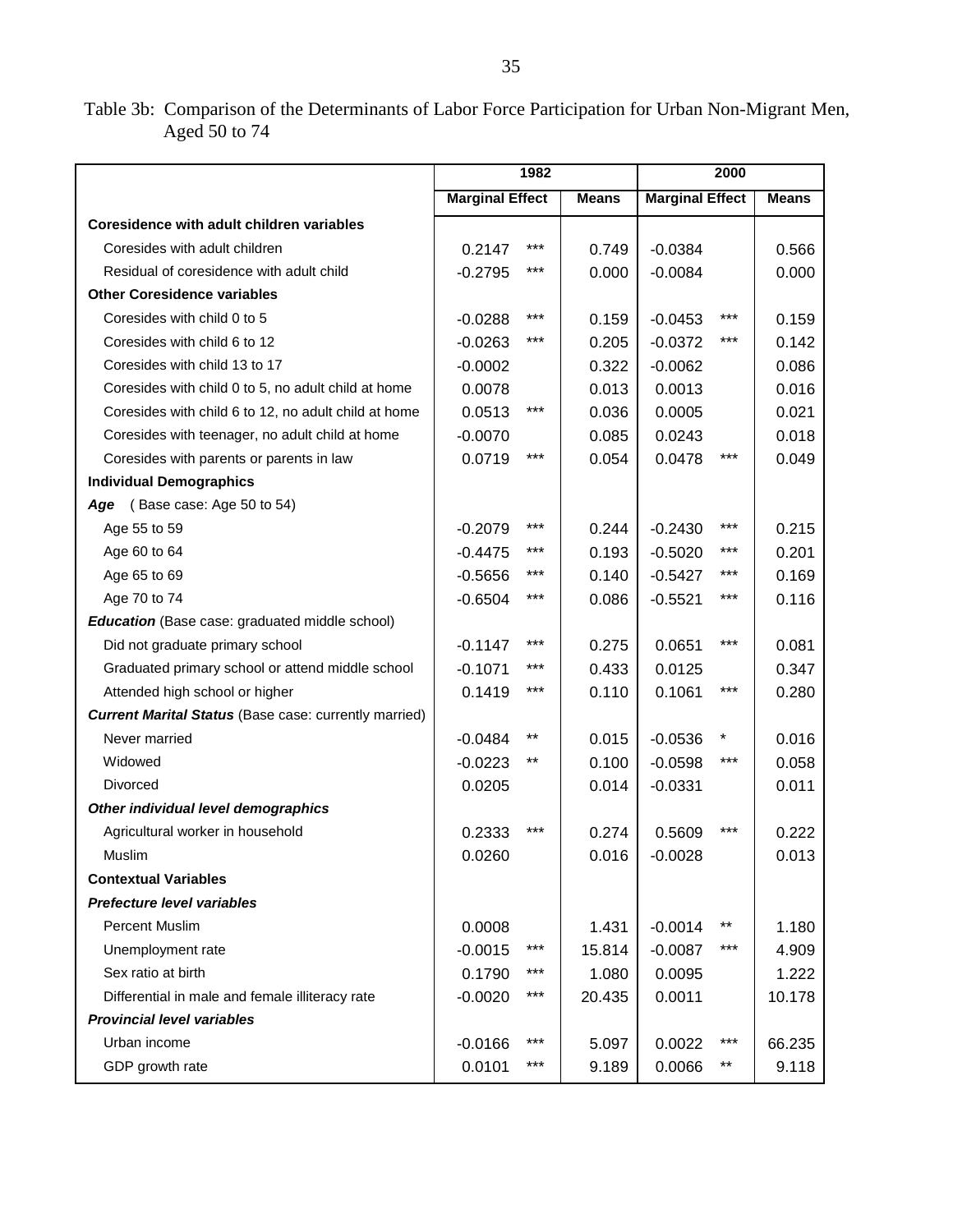Table 3b: Comparison of the Determinants of Labor Force Participation for Urban Non-Migrant Men, Aged 50 to 74

| | 1982 | | | 2000 | | |
|---|---|---|---|---|---|---|
| | Marginal Effect | | Means | Marginal Effect | | Means |
| **Coresidence with adult children variables** | | | | | | |
| Coresides with adult children | 0.2147 | *** | 0.749 | -0.0384 | | 0.566 |
| Residual of coresidence with adult child | -0.2795 | *** | 0.000 | -0.0084 | | 0.000 |
| **Other Coresidence variables** | | | | | | |
| Coresides with child 0 to 5 | -0.0288 | *** | 0.159 | -0.0453 | *** | 0.159 |
| Coresides with child 6 to 12 | -0.0263 | *** | 0.205 | -0.0372 | *** | 0.142 |
| Coresides with child 13 to 17 | -0.0002 | | 0.322 | -0.0062 | | 0.086 |
| Coresides with child 0 to 5, no adult child at home | 0.0078 | | 0.013 | 0.0013 | | 0.016 |
| Coresides with child 6 to 12, no adult child at home | 0.0513 | *** | 0.036 | 0.0005 | | 0.021 |
| Coresides with teenager, no adult child at home | -0.0070 | | 0.085 | 0.0243 | | 0.018 |
| Coresides with parents or parents in law | 0.0719 | *** | 0.054 | 0.0478 | *** | 0.049 |
| **Individual Demographics** | | | | | | |
| ***Age*** (Base case: Age 50 to 54) | | | | | | |
| Age 55 to 59 | -0.2079 | *** | 0.244 | -0.2430 | *** | 0.215 |
| Age 60 to 64 | -0.4475 | *** | 0.193 | -0.5020 | *** | 0.201 |
| Age 65 to 69 | -0.5656 | *** | 0.140 | -0.5427 | *** | 0.169 |
| Age 70 to 74 | -0.6504 | *** | 0.086 | -0.5521 | *** | 0.116 |
| ***Education*** (Base case: graduated middle school) | | | | | | |
| Did not graduate primary school | -0.1147 | *** | 0.275 | 0.0651 | *** | 0.081 |
| Graduated primary school or attend middle school | -0.1071 | *** | 0.433 | 0.0125 | | 0.347 |
| Attended high school or higher | 0.1419 | *** | 0.110 | 0.1061 | *** | 0.280 |
| ***Current Marital Status*** (Base case: currently married) | | | | | | |
| Never married | -0.0484 | ** | 0.015 | -0.0536 | * | 0.016 |
| Widowed | -0.0223 | ** | 0.100 | -0.0598 | *** | 0.058 |
| Divorced | 0.0205 | | 0.014 | -0.0331 | | 0.011 |
| ***Other individual level demographics*** | | | | | | |
| Agricultural worker in household | 0.2333 | *** | 0.274 | 0.5609 | *** | 0.222 |
| Muslim | 0.0260 | | 0.016 | -0.0028 | | 0.013 |
| **Contextual Variables** | | | | | | |
| ***Prefecture level variables*** | | | | | | |
| Percent Muslim | 0.0008 | | 1.431 | -0.0014 | ** | 1.180 |
| Unemployment rate | -0.0015 | *** | 15.814 | -0.0087 | *** | 4.909 |
| Sex ratio at birth | 0.1790 | *** | 1.080 | 0.0095 | | 1.222 |
| Differential in male and female illiteracy rate | -0.0020 | *** | 20.435 | 0.0011 | | 10.178 |
| ***Provincial level variables*** | | | | | | |
| Urban income | -0.0166 | *** | 5.097 | 0.0022 | *** | 66.235 |
| GDP growth rate | 0.0101 | *** | 9.189 | 0.0066 | ** | 9.118 |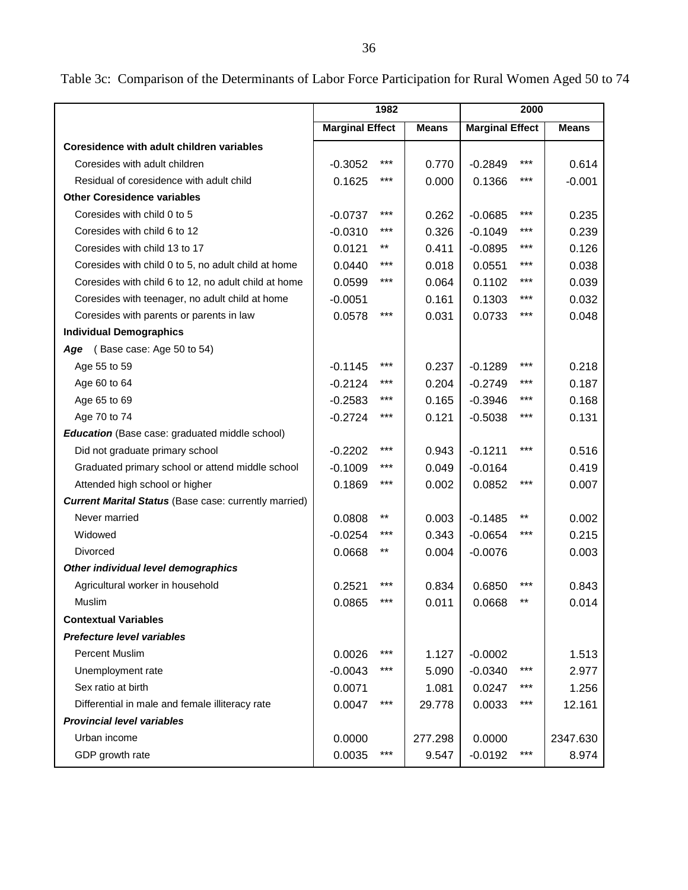Table 3c: Comparison of the Determinants of Labor Force Participation for Rural Women Aged 50 to 74

| | 1982 | | | 2000 | | |
|---|---|---|---|---|---|---|
| | Marginal Effect | | Means | Marginal Effect | | Means |
| **Coresidence with adult children variables** | | | | | | |
| Coresides with adult children | -0.3052 | *** | 0.770 | -0.2849 | *** | 0.614 |
| Residual of coresidence with adult child | 0.1625 | *** | 0.000 | 0.1366 | *** | -0.001 |
| **Other Coresidence variables** | | | | | | |
| Coresides with child 0 to 5 | -0.0737 | *** | 0.262 | -0.0685 | *** | 0.235 |
| Coresides with child 6 to 12 | -0.0310 | *** | 0.326 | -0.1049 | *** | 0.239 |
| Coresides with child 13 to 17 | 0.0121 | ** | 0.411 | -0.0895 | *** | 0.126 |
| Coresides with child 0 to 5, no adult child at home | 0.0440 | *** | 0.018 | 0.0551 | *** | 0.038 |
| Coresides with child 6 to 12, no adult child at home | 0.0599 | *** | 0.064 | 0.1102 | *** | 0.039 |
| Coresides with teenager, no adult child at home | -0.0051 | | 0.161 | 0.1303 | *** | 0.032 |
| Coresides with parents or parents in law | 0.0578 | *** | 0.031 | 0.0733 | *** | 0.048 |
| **Individual Demographics** | | | | | | |
| ***Age*** (Base case: Age 50 to 54) | | | | | | |
| Age 55 to 59 | -0.1145 | *** | 0.237 | -0.1289 | *** | 0.218 |
| Age 60 to 64 | -0.2124 | *** | 0.204 | -0.2749 | *** | 0.187 |
| Age 65 to 69 | -0.2583 | *** | 0.165 | -0.3946 | *** | 0.168 |
| Age 70 to 74 | -0.2724 | *** | 0.121 | -0.5038 | *** | 0.131 |
| ***Education*** (Base case: graduated middle school) | | | | | | |
| Did not graduate primary school | -0.2202 | *** | 0.943 | -0.1211 | *** | 0.516 |
| Graduated primary school or attend middle school | -0.1009 | *** | 0.049 | -0.0164 | | 0.419 |
| Attended high school or higher | 0.1869 | *** | 0.002 | 0.0852 | *** | 0.007 |
| ***Current Marital Status*** (Base case: currently married) | | | | | | |
| Never married | 0.0808 | ** | 0.003 | -0.1485 | ** | 0.002 |
| Widowed | -0.0254 | *** | 0.343 | -0.0654 | *** | 0.215 |
| Divorced | 0.0668 | ** | 0.004 | -0.0076 | | 0.003 |
| ***Other individual level demographics*** | | | | | | |
| Agricultural worker in household | 0.2521 | *** | 0.834 | 0.6850 | *** | 0.843 |
| Muslim | 0.0865 | *** | 0.011 | 0.0668 | ** | 0.014 |
| **Contextual Variables** | | | | | | |
| ***Prefecture level variables*** | | | | | | |
| Percent Muslim | 0.0026 | *** | 1.127 | -0.0002 | | 1.513 |
| Unemployment rate | -0.0043 | *** | 5.090 | -0.0340 | *** | 2.977 |
| Sex ratio at birth | 0.0071 | | 1.081 | 0.0247 | *** | 1.256 |
| Differential in male and female illiteracy rate | 0.0047 | *** | 29.778 | 0.0033 | *** | 12.161 |
| ***Provincial level variables*** | | | | | | |
| Urban income | 0.0000 | | 277.298 | 0.0000 | | 2347.630 |
| GDP growth rate | 0.0035 | *** | 9.547 | -0.0192 | *** | 8.974 |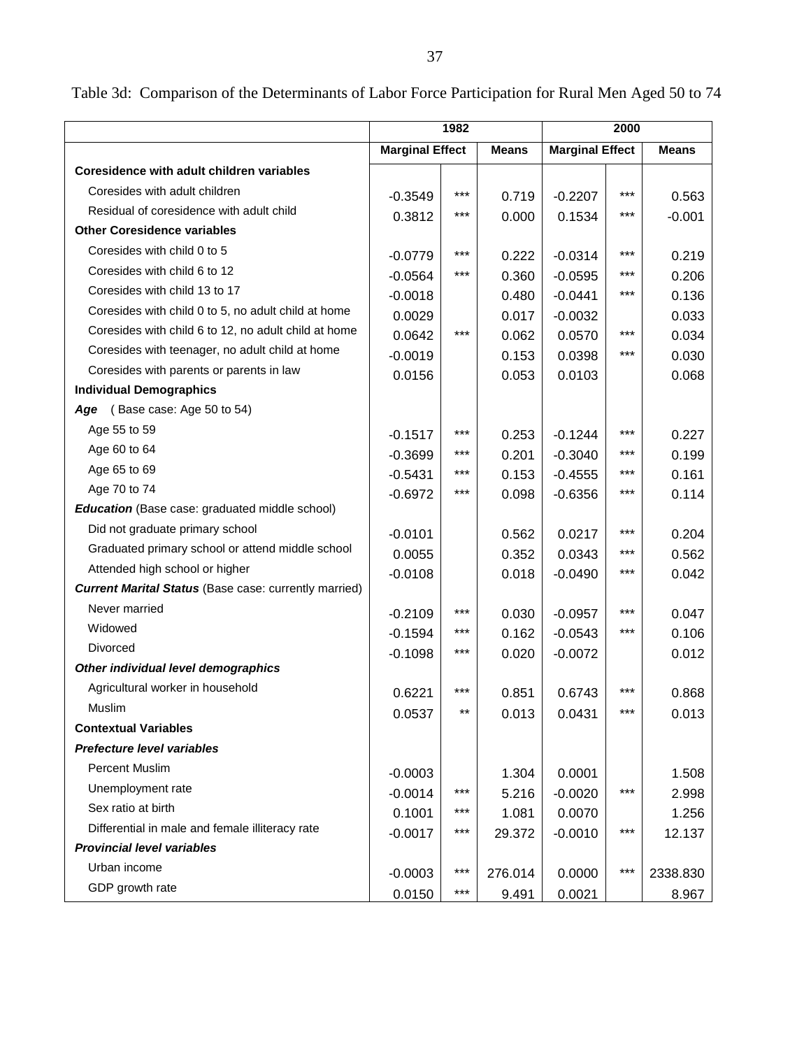Table 3d: Comparison of the Determinants of Labor Force Participation for Rural Men Aged 50 to 74

| | 1982 | | | 2000 | | |
|---|---|---|---|---|---|---|
| | Marginal Effect | | Means | Marginal Effect | | Means |
| **Coresidence with adult children variables** | | | | | | |
| Coresides with adult children | -0.3549 | *** | 0.719 | -0.2207 | *** | 0.563 |
| Residual of coresidence with adult child | 0.3812 | *** | 0.000 | 0.1534 | *** | -0.001 |
| **Other Coresidence variables** | | | | | | |
| Coresides with child 0 to 5 | -0.0779 | *** | 0.222 | -0.0314 | *** | 0.219 |
| Coresides with child 6 to 12 | -0.0564 | *** | 0.360 | -0.0595 | *** | 0.206 |
| Coresides with child 13 to 17 | -0.0018 | | 0.480 | -0.0441 | *** | 0.136 |
| Coresides with child 0 to 5, no adult child at home | 0.0029 | | 0.017 | -0.0032 | | 0.033 |
| Coresides with child 6 to 12, no adult child at home | 0.0642 | *** | 0.062 | 0.0570 | *** | 0.034 |
| Coresides with teenager, no adult child at home | -0.0019 | | 0.153 | 0.0398 | *** | 0.030 |
| Coresides with parents or parents in law | 0.0156 | | 0.053 | 0.0103 | | 0.068 |
| **Individual Demographics** | | | | | | |
| ***Age*** (Base case: Age 50 to 54) | | | | | | |
| Age 55 to 59 | -0.1517 | *** | 0.253 | -0.1244 | *** | 0.227 |
| Age 60 to 64 | -0.3699 | *** | 0.201 | -0.3040 | *** | 0.199 |
| Age 65 to 69 | -0.5431 | *** | 0.153 | -0.4555 | *** | 0.161 |
| Age 70 to 74 | -0.6972 | *** | 0.098 | -0.6356 | *** | 0.114 |
| ***Education*** (Base case: graduated middle school) | | | | | | |
| Did not graduate primary school | -0.0101 | | 0.562 | 0.0217 | *** | 0.204 |
| Graduated primary school or attend middle school | 0.0055 | | 0.352 | 0.0343 | *** | 0.562 |
| Attended high school or higher | -0.0108 | | 0.018 | -0.0490 | *** | 0.042 |
| ***Current Marital Status*** (Base case: currently married) | | | | | | |
| Never married | -0.2109 | *** | 0.030 | -0.0957 | *** | 0.047 |
| Widowed | -0.1594 | *** | 0.162 | -0.0543 | *** | 0.106 |
| Divorced | -0.1098 | *** | 0.020 | -0.0072 | | 0.012 |
| ***Other individual level demographics*** | | | | | | |
| Agricultural worker in household | 0.6221 | *** | 0.851 | 0.6743 | *** | 0.868 |
| Muslim | 0.0537 | ** | 0.013 | 0.0431 | *** | 0.013 |
| **Contextual Variables** | | | | | | |
| ***Prefecture level variables*** | | | | | | |
| Percent Muslim | -0.0003 | | 1.304 | 0.0001 | | 1.508 |
| Unemployment rate | -0.0014 | *** | 5.216 | -0.0020 | *** | 2.998 |
| Sex ratio at birth | 0.1001 | *** | 1.081 | 0.0070 | | 1.256 |
| Differential in male and female illiteracy rate | -0.0017 | *** | 29.372 | -0.0010 | *** | 12.137 |
| ***Provincial level variables*** | | | | | | |
| Urban income | -0.0003 | *** | 276.014 | 0.0000 | *** | 2338.830 |
| GDP growth rate | 0.0150 | *** | 9.491 | 0.0021 | | 8.967 |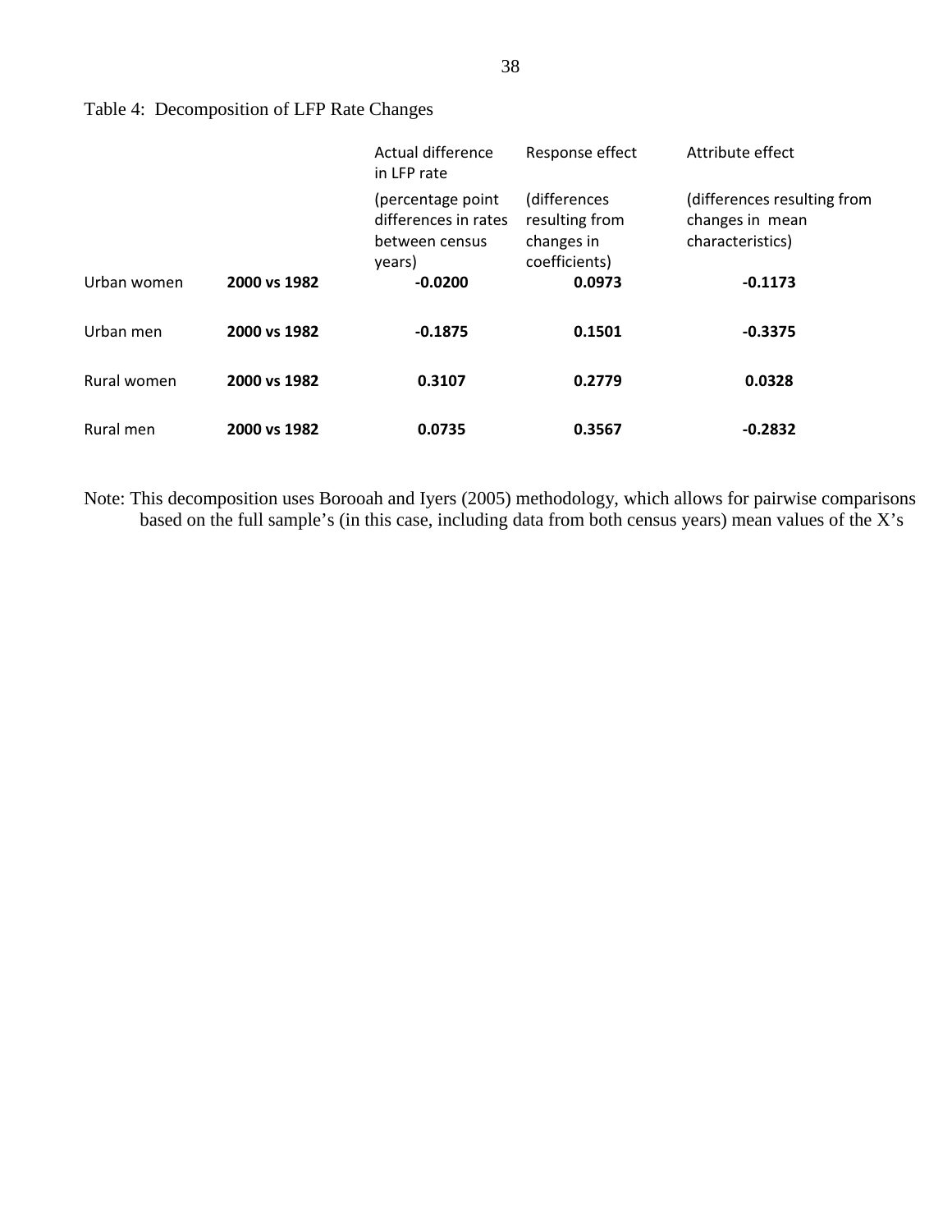Table 4: Decomposition of LFP Rate Changes

| | | Actual difference in LFP rate | Response effect | Attribute effect |
|---|---|---|---|---|
| | | (percentage point differences in rates between census years) | (differences resulting from changes in coefficients) | (differences resulting from changes in mean characteristics) |
| Urban women | **2000 vs 1982** | **-0.0200** | **0.0973** | **-0.1173** |
| Urban men | **2000 vs 1982** | **-0.1875** | **0.1501** | **-0.3375** |
| Rural women | **2000 vs 1982** | **0.3107** | **0.2779** | **0.0328** |
| Rural men | **2000 vs 1982** | **0.0735** | **0.3567** | **-0.2832** |

Note: This decomposition uses Borooah and Iyers (2005) methodology, which allows for pairwise comparisons based on the full sample's (in this case, including data from both census years) mean values of the X's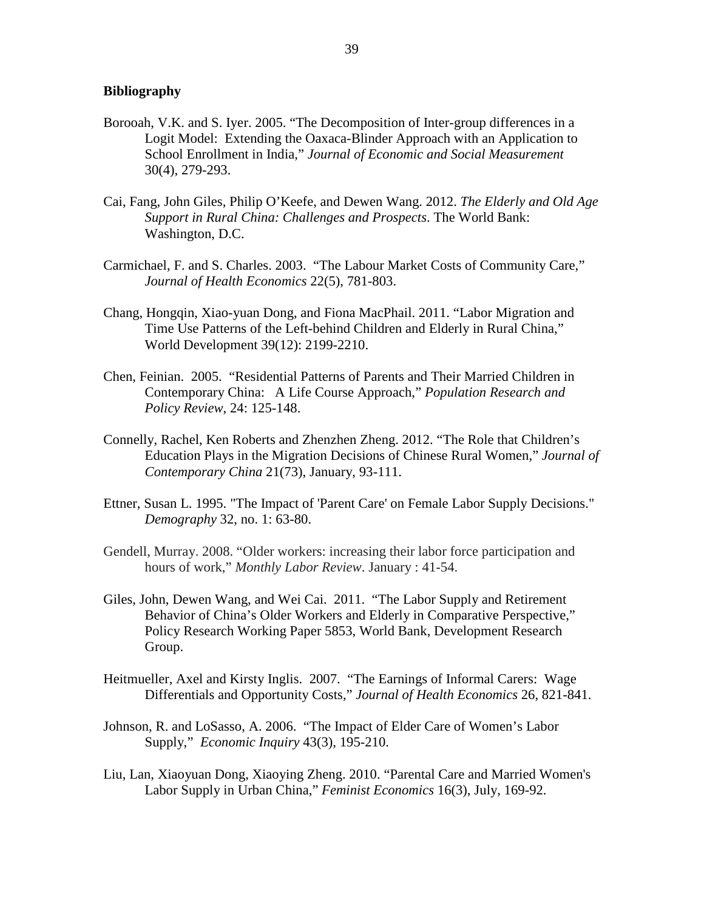**Bibliography**

Borooah, V.K. and S. Iyer. 2005. "The Decomposition of Inter-group differences in a Logit Model: Extending the Oaxaca-Blinder Approach with an Application to School Enrollment in India," *Journal of Economic and Social Measurement* 30(4), 279-293.

Cai, Fang, John Giles, Philip O'Keefe, and Dewen Wang. 2012. *The Elderly and Old Age Support in Rural China: Challenges and Prospects*. The World Bank: Washington, D.C.

Carmichael, F. and S. Charles. 2003. "The Labour Market Costs of Community Care," *Journal of Health Economics* 22(5), 781-803.

Chang, Hongqin, Xiao-yuan Dong, and Fiona MacPhail. 2011. "Labor Migration and Time Use Patterns of the Left-behind Children and Elderly in Rural China," World Development 39(12): 2199-2210.

Chen, Feinian. 2005. "Residential Patterns of Parents and Their Married Children in Contemporary China: A Life Course Approach," *Population Research and Policy Review*, 24: 125-148.

Connelly, Rachel, Ken Roberts and Zhenzhen Zheng. 2012. "The Role that Children's Education Plays in the Migration Decisions of Chinese Rural Women," *Journal of Contemporary China* 21(73), January, 93-111.

Ettner, Susan L. 1995. "The Impact of 'Parent Care' on Female Labor Supply Decisions." *Demography* 32, no. 1: 63-80.

Gendell, Murray. 2008. "Older workers: increasing their labor force participation and hours of work," *Monthly Labor Review*. January : 41-54.

Giles, John, Dewen Wang, and Wei Cai. 2011. "The Labor Supply and Retirement Behavior of China's Older Workers and Elderly in Comparative Perspective," Policy Research Working Paper 5853, World Bank, Development Research Group.

Heitmueller, Axel and Kirsty Inglis. 2007. "The Earnings of Informal Carers: Wage Differentials and Opportunity Costs," *Journal of Health Economics* 26, 821-841.

Johnson, R. and LoSasso, A. 2006. "The Impact of Elder Care of Women's Labor Supply," *Economic Inquiry* 43(3), 195-210.

Liu, Lan, Xiaoyuan Dong, Xiaoying Zheng. 2010. "Parental Care and Married Women's Labor Supply in Urban China," *Feminist Economics* 16(3), July, 169-92.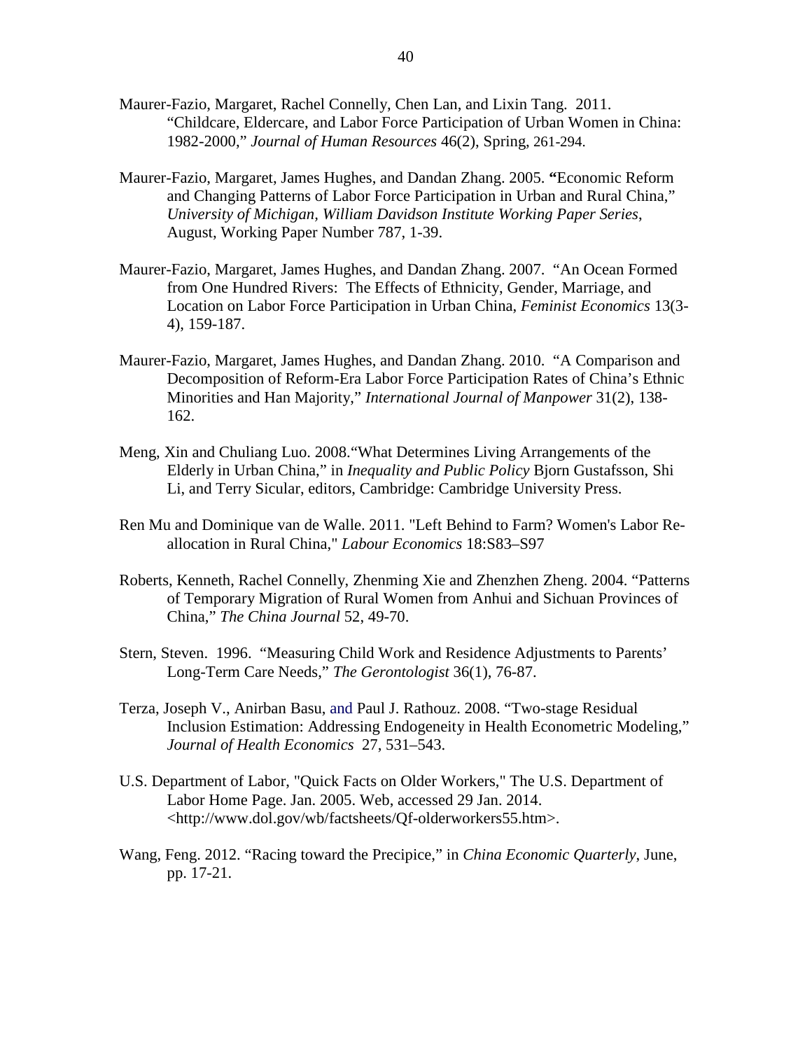Maurer-Fazio, Margaret, Rachel Connelly, Chen Lan, and Lixin Tang. 2011. "Childcare, Eldercare, and Labor Force Participation of Urban Women in China: 1982-2000," *Journal of Human Resources* 46(2), Spring, 261-294.

Maurer-Fazio, Margaret, James Hughes, and Dandan Zhang. 2005. **"**Economic Reform and Changing Patterns of Labor Force Participation in Urban and Rural China," *University of Michigan, William Davidson Institute Working Paper Series*, August, Working Paper Number 787, 1-39.

Maurer-Fazio, Margaret, James Hughes, and Dandan Zhang. 2007. "An Ocean Formed from One Hundred Rivers: The Effects of Ethnicity, Gender, Marriage, and Location on Labor Force Participation in Urban China, *Feminist Economics* 13(3-4), 159-187.

Maurer-Fazio, Margaret, James Hughes, and Dandan Zhang. 2010. "A Comparison and Decomposition of Reform-Era Labor Force Participation Rates of China's Ethnic Minorities and Han Majority," *International Journal of Manpower* 31(2), 138-162.

Meng, Xin and Chuliang Luo. 2008."What Determines Living Arrangements of the Elderly in Urban China," in *Inequality and Public Policy* Bjorn Gustafsson, Shi Li, and Terry Sicular, editors, Cambridge: Cambridge University Press.

Ren Mu and Dominique van de Walle. 2011. "Left Behind to Farm? Women's Labor Re-allocation in Rural China," *Labour Economics* 18:S83–S97

Roberts, Kenneth, Rachel Connelly, Zhenming Xie and Zhenzhen Zheng. 2004. "Patterns of Temporary Migration of Rural Women from Anhui and Sichuan Provinces of China," *The China Journal* 52, 49-70.

Stern, Steven. 1996. "Measuring Child Work and Residence Adjustments to Parents' Long-Term Care Needs," *The Gerontologist* 36(1), 76-87.

Terza, Joseph V., Anirban Basu, and Paul J. Rathouz. 2008. "Two-stage Residual Inclusion Estimation: Addressing Endogeneity in Health Econometric Modeling," *Journal of Health Economics* 27, 531–543.

U.S. Department of Labor, "Quick Facts on Older Workers," The U.S. Department of Labor Home Page. Jan. 2005. Web, accessed 29 Jan. 2014. <http://www.dol.gov/wb/factsheets/Qf-olderworkers55.htm>.

Wang, Feng. 2012. "Racing toward the Precipice," in *China Economic Quarterly*, June, pp. 17-21.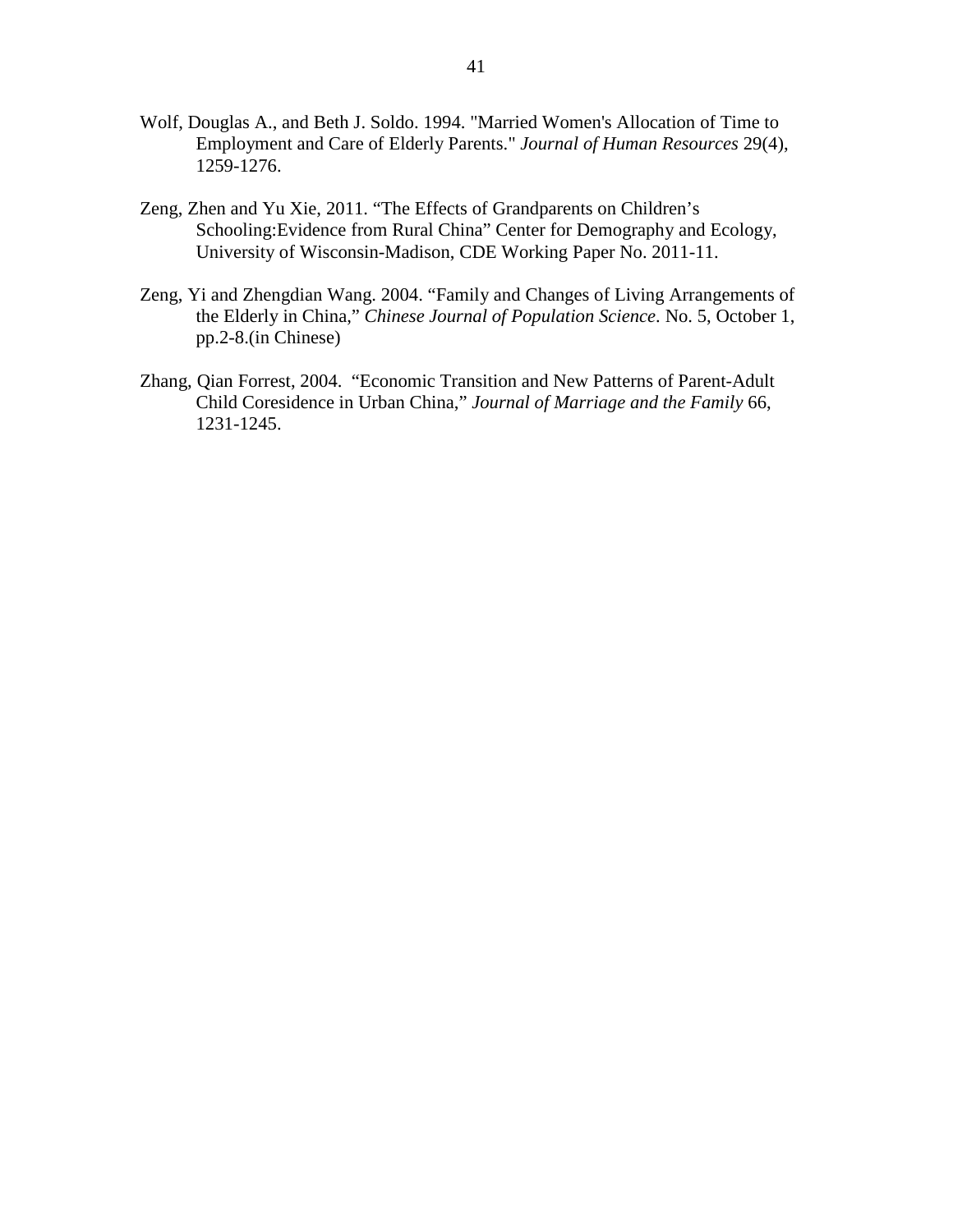Wolf, Douglas A., and Beth J. Soldo. 1994. "Married Women's Allocation of Time to Employment and Care of Elderly Parents." *Journal of Human Resources* 29(4), 1259-1276.

Zeng, Zhen and Yu Xie, 2011. "The Effects of Grandparents on Children's Schooling:Evidence from Rural China" Center for Demography and Ecology, University of Wisconsin-Madison, CDE Working Paper No. 2011-11.

Zeng, Yi and Zhengdian Wang. 2004. "Family and Changes of Living Arrangements of the Elderly in China," *Chinese Journal of Population Science*. No. 5, October 1, pp.2-8.(in Chinese)

Zhang, Qian Forrest, 2004. "Economic Transition and New Patterns of Parent-Adult Child Coresidence in Urban China," *Journal of Marriage and the Family* 66, 1231-1245.